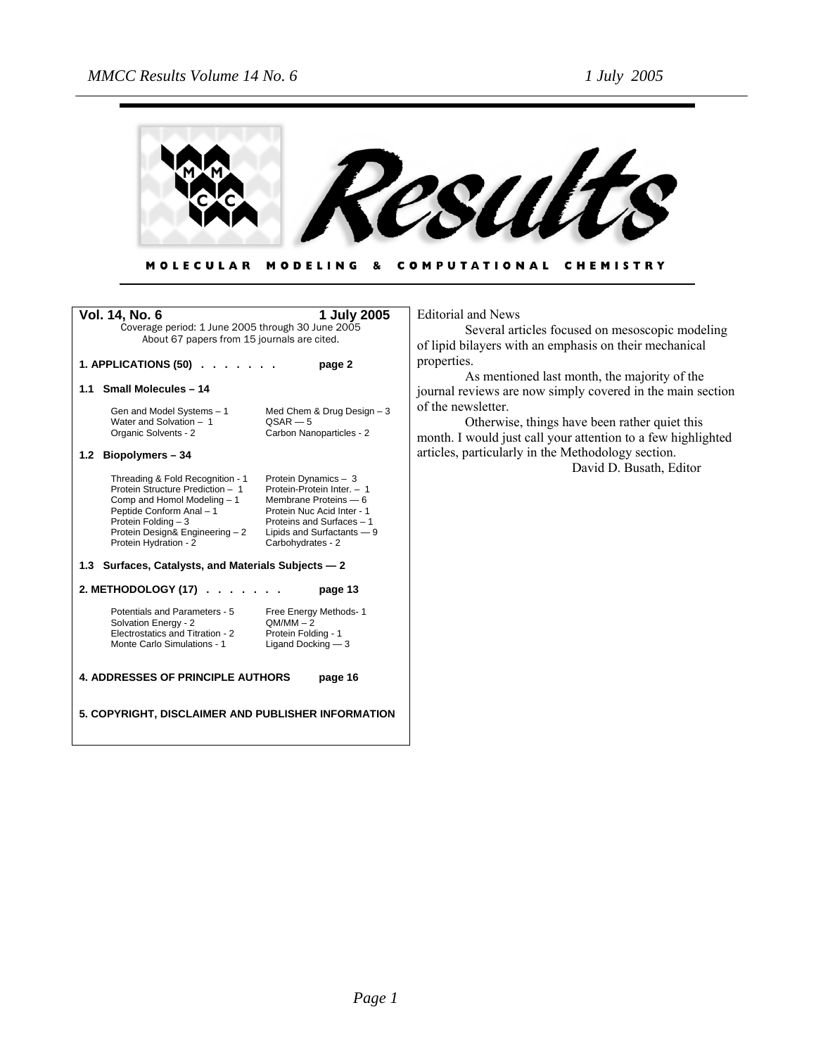# Results

**MOLECULAR MODELING & COMPUTATIONAL CHEMISTRY**

**Vol. 14, No. 6** — **1 July 2005**

Coverage period: 1 June 2005 through 30 June 2005
About 67 papers from 15 journals are cited.

**1. APPLICATIONS (50) . . . . . . . page 2**

**1.1 Small Molecules – 14**

| | |
|---|---|
| Gen and Model Systems – 1 | Med Chem & Drug Design – 3 |
| Water and Solvation – 1 | QSAR — 5 |
| Organic Solvents - 2 | Carbon Nanoparticles - 2 |

**1.2 Biopolymers – 34**

| | |
|---|---|
| Threading & Fold Recognition - 1 | Protein Dynamics – 3 |
| Protein Structure Prediction – 1 | Protein-Protein Inter. – 1 |
| Comp and Homol Modeling – 1 | Membrane Proteins — 6 |
| Peptide Conform Anal – 1 | Protein Nuc Acid Inter - 1 |
| Protein Folding – 3 | Proteins and Surfaces – 1 |
| Protein Design& Engineering – 2 | Lipids and Surfactants — 9 |
| Protein Hydration - 2 | Carbohydrates - 2 |

**1.3 Surfaces, Catalysts, and Materials Subjects — 2**

**2. METHODOLOGY (17) . . . . . . . page 13**

| | |
|---|---|
| Potentials and Parameters - 5 | Free Energy Methods- 1 |
| Solvation Energy - 2 | QM/MM – 2 |
| Electrostatics and Titration - 2 | Protein Folding - 1 |
| Monte Carlo Simulations - 1 | Ligand Docking — 3 |

**4. ADDRESSES OF PRINCIPLE AUTHORS page 16**

**5. COPYRIGHT, DISCLAIMER AND PUBLISHER INFORMATION**

Editorial and News

Several articles focused on mesoscopic modeling of lipid bilayers with an emphasis on their mechanical properties.

As mentioned last month, the majority of the journal reviews are now simply covered in the main section of the newsletter.

Otherwise, things have been rather quiet this month. I would just call your attention to a few highlighted articles, particularly in the Methodology section.

David D. Busath, Editor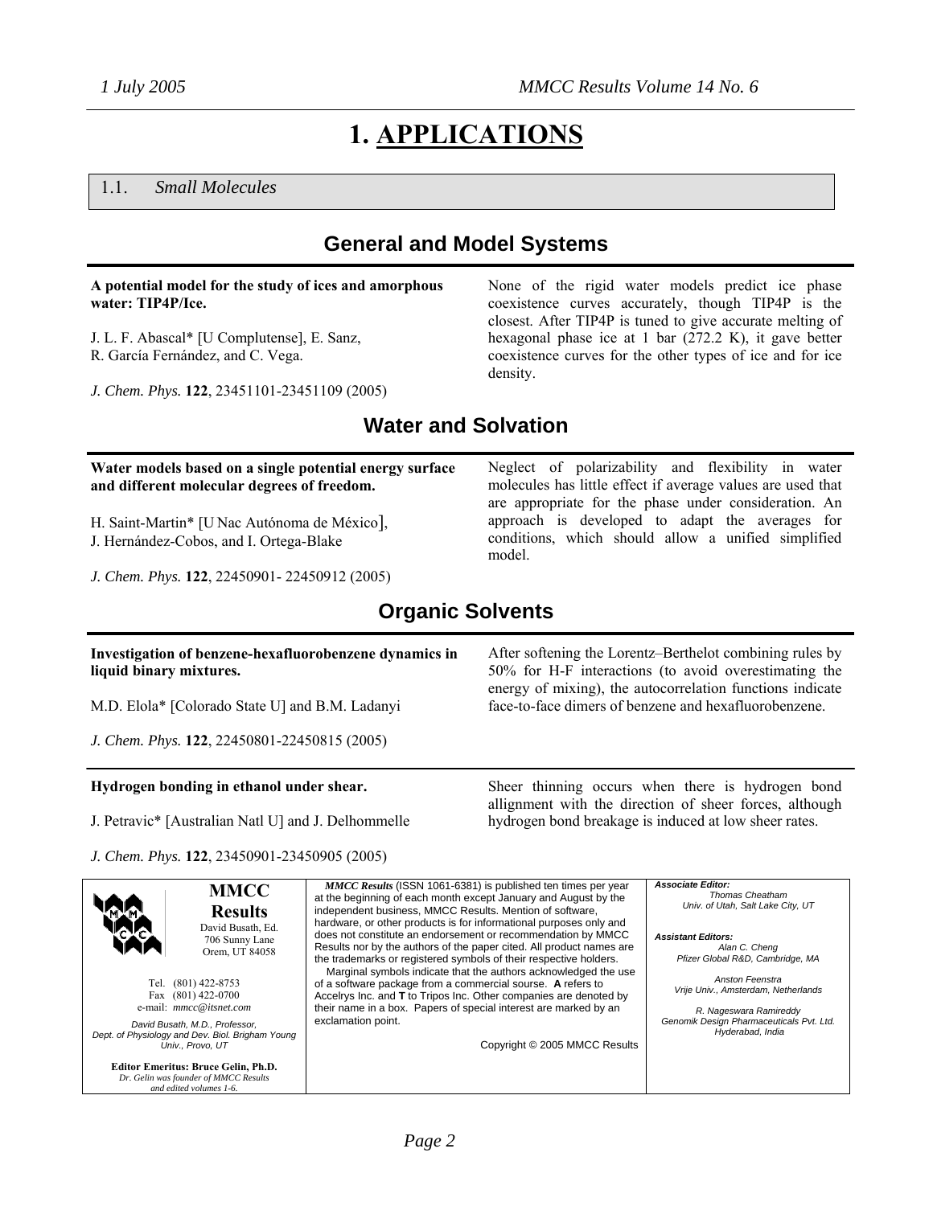# 1. APPLICATIONS

## 1.1. *Small Molecules*

### General and Model Systems

**A potential model for the study of ices and amorphous water: TIP4P/Ice.**

J. L. F. Abascal* [U Complutense], E. Sanz, R. García Fernández, and C. Vega.

*J. Chem. Phys.* **122**, 23451101-23451109 (2005)

None of the rigid water models predict ice phase coexistence curves accurately, though TIP4P is the closest. After TIP4P is tuned to give accurate melting of hexagonal phase ice at 1 bar (272.2 K), it gave better coexistence curves for the other types of ice and for ice density.

### Water and Solvation

**Water models based on a single potential energy surface and different molecular degrees of freedom.**

H. Saint-Martin* [U Nac Autónoma de México], J. Hernández-Cobos, and I. Ortega-Blake

*J. Chem. Phys.* **122**, 22450901- 22450912 (2005)

Neglect of polarizability and flexibility in water molecules has little effect if average values are used that are appropriate for the phase under consideration. An approach is developed to adapt the averages for conditions, which should allow a unified simplified model.

### Organic Solvents

**Investigation of benzene-hexafluorobenzene dynamics in liquid binary mixtures.**

M.D. Elola* [Colorado State U] and B.M. Ladanyi

*J. Chem. Phys.* **122**, 22450801-22450815 (2005)

After softening the Lorentz–Berthelot combining rules by 50% for H-F interactions (to avoid overestimating the energy of mixing), the autocorrelation functions indicate face-to-face dimers of benzene and hexafluorobenzene.

**Hydrogen bonding in ethanol under shear.**

J. Petravic* [Australian Natl U] and J. Delhommelle

*J. Chem. Phys.* **122**, 23450901-23450905 (2005)

Sheer thinning occurs when there is hydrogen bond allignment with the direction of sheer forces, although hydrogen bond breakage is induced at low sheer rates.

---

**MMCC Results**
David Busath, Ed.
706 Sunny Lane
Orem, UT 84058

Tel. (801) 422-8753
Fax (801) 422-0700
e-mail: *mmcc@itsnet.com*

*David Busath, M.D., Professor, Dept. of Physiology and Dev. Biol. Brigham Young Univ., Provo, UT*

**Editor Emeritus: Bruce Gelin, Ph.D.**
*Dr. Gelin was founder of MMCC Results and edited volumes 1-6.*

***MMCC Results*** (ISSN 1061-6381) is published ten times per year at the beginning of each month except January and August by the independent business, MMCC Results. Mention of software, hardware, or other products is for informational purposes only and does not constitute an endorsement or recommendation by MMCC Results nor by the authors of the paper cited. All product names are the trademarks or registered symbols of their respective holders.

Marginal symbols indicate that the authors acknowledged the use of a software package from a commercial sourse. **A** refers to Accelrys Inc. and **T** to Tripos Inc. Other companies are denoted by their name in a box. Papers of special interest are marked by an exclamation point.

Copyright © 2005 MMCC Results

***Associate Editor:***
*Thomas Cheatham*
*Univ. of Utah, Salt Lake City, UT*

***Assistant Editors:***
*Alan C. Cheng*
*Pfizer Global R&D, Cambridge, MA*

*Anston Feenstra*
*Vrije Univ., Amsterdam, Netherlands*

*R. Nageswara Ramireddy*
*Genomik Design Pharmaceuticals Pvt. Ltd. Hyderabad, India*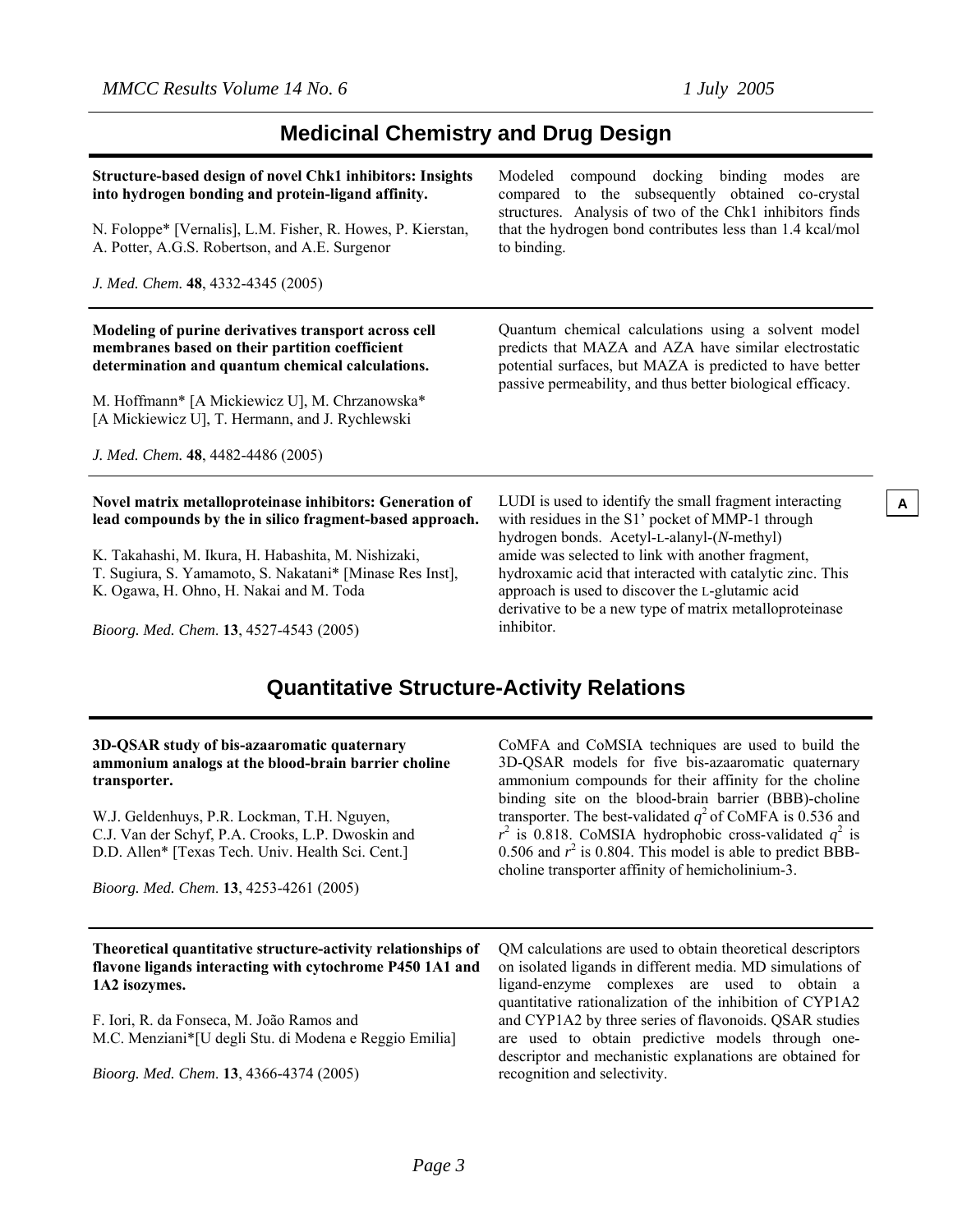## Medicinal Chemistry and Drug Design

**Structure-based design of novel Chk1 inhibitors: Insights into hydrogen bonding and protein-ligand affinity.**

N. Foloppe* [Vernalis], L.M. Fisher, R. Howes, P. Kierstan, A. Potter, A.G.S. Robertson, and A.E. Surgenor

*J. Med. Chem.* **48**, 4332-4345 (2005)

Modeled compound docking binding modes are compared to the subsequently obtained co-crystal structures. Analysis of two of the Chk1 inhibitors finds that the hydrogen bond contributes less than 1.4 kcal/mol to binding.

---

**Modeling of purine derivatives transport across cell membranes based on their partition coefficient determination and quantum chemical calculations.**

M. Hoffmann* [A Mickiewicz U], M. Chrzanowska* [A Mickiewicz U], T. Hermann, and J. Rychlewski

*J. Med. Chem.* **48**, 4482-4486 (2005)

Quantum chemical calculations using a solvent model predicts that MAZA and AZA have similar electrostatic potential surfaces, but MAZA is predicted to have better passive permeability, and thus better biological efficacy.

---

**Novel matrix metalloproteinase inhibitors: Generation of lead compounds by the in silico fragment-based approach.**

K. Takahashi, M. Ikura, H. Habashita, M. Nishizaki, T. Sugiura, S. Yamamoto, S. Nakatani* [Minase Res Inst], K. Ogawa, H. Ohno, H. Nakai and M. Toda

*Bioorg. Med. Chem.* **13**, 4527-4543 (2005)

LUDI is used to identify the small fragment interacting with residues in the S1' pocket of MMP-1 through hydrogen bonds. Acetyl-L-alanyl-(*N*-methyl) amide was selected to link with another fragment, hydroxamic acid that interacted with catalytic zinc. This approach is used to discover the L-glutamic acid derivative to be a new type of matrix metalloproteinase inhibitor.

A

## Quantitative Structure-Activity Relations

**3D-QSAR study of bis-azaaromatic quaternary ammonium analogs at the blood-brain barrier choline transporter.**

W.J. Geldenhuys, P.R. Lockman, T.H. Nguyen, C.J. Van der Schyf, P.A. Crooks, L.P. Dwoskin and D.D. Allen* [Texas Tech. Univ. Health Sci. Cent.]

*Bioorg. Med. Chem.* **13**, 4253-4261 (2005)

CoMFA and CoMSIA techniques are used to build the 3D-QSAR models for five bis-azaaromatic quaternary ammonium compounds for their affinity for the choline binding site on the blood-brain barrier (BBB)-choline transporter. The best-validated $q^2$ of CoMFA is 0.536 and $r^2$ is 0.818. CoMSIA hydrophobic cross-validated $q^2$ is 0.506 and $r^2$ is 0.804. This model is able to predict BBB-choline transporter affinity of hemicholinium-3.

---

**Theoretical quantitative structure-activity relationships of flavone ligands interacting with cytochrome P450 1A1 and 1A2 isozymes.**

F. Iori, R. da Fonseca, M. João Ramos and M.C. Menziani*[U degli Stu. di Modena e Reggio Emilia]

*Bioorg. Med. Chem.* **13**, 4366-4374 (2005)

QM calculations are used to obtain theoretical descriptors on isolated ligands in different media. MD simulations of ligand-enzyme complexes are used to obtain a quantitative rationalization of the inhibition of CYP1A2 and CYP1A2 by three series of flavonoids. QSAR studies are used to obtain predictive models through one-descriptor and mechanistic explanations are obtained for recognition and selectivity.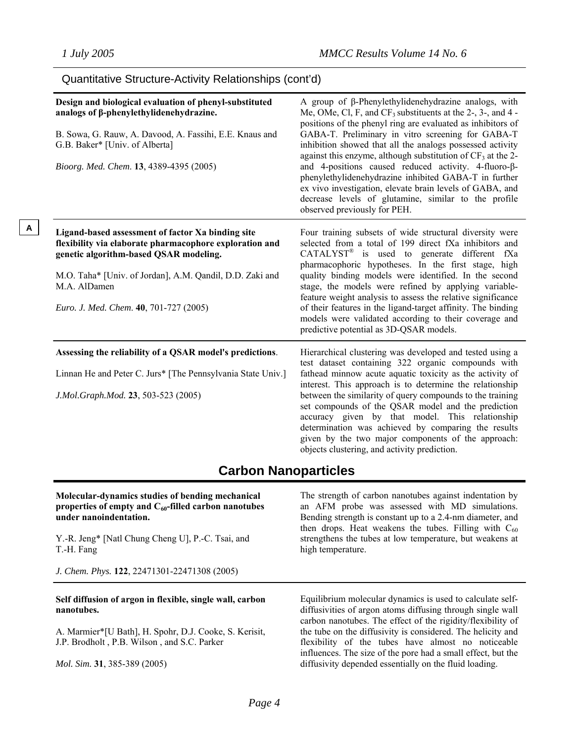## Quantitative Structure-Activity Relationships (cont'd)

**Design and biological evaluation of phenyl-substituted analogs of β-phenylethylidenehydrazine.**

B. Sowa, G. Rauw, A. Davood, A. Fassihi, E.E. Knaus and G.B. Baker* [Univ. of Alberta]

*Bioorg. Med. Chem.* **13**, 4389-4395 (2005)

A group of β-Phenylethylidenehydrazine analogs, with Me, OMe, Cl, F, and $CF_3$ substituents at the 2-, 3-, and 4 -positions of the phenyl ring are evaluated as inhibitors of GABA-T. Preliminary in vitro screening for GABA-T inhibition showed that all the analogs possessed activity against this enzyme, although substitution of $CF_3$ at the 2- and 4-positions caused reduced activity. 4-fluoro-β-phenylethylidenehydrazine inhibited GABA-T in further ex vivo investigation, elevate brain levels of GABA, and decrease levels of glutamine, similar to the profile observed previously for PEH.

---

A

**Ligand-based assessment of factor Xa binding site flexibility via elaborate pharmacophore exploration and genetic algorithm-based QSAR modeling.**

M.O. Taha* [Univ. of Jordan], A.M. Qandil, D.D. Zaki and M.A. AlDamen

*Euro. J. Med. Chem.* **40**, 701-727 (2005)

Four training subsets of wide structural diversity were selected from a total of 199 direct fXa inhibitors and CATALYST® is used to generate different fXa pharmacophoric hypotheses. In the first stage, high quality binding models were identified. In the second stage, the models were refined by applying variable-feature weight analysis to assess the relative significance of their features in the ligand-target affinity. The binding models were validated according to their coverage and predictive potential as 3D-QSAR models.

---

**Assessing the reliability of a QSAR model's predictions**.

Linnan He and Peter C. Jurs* [The Pennsylvania State Univ.]

*J.Mol.Graph.Mod.* **23**, 503-523 (2005)

Hierarchical clustering was developed and tested using a test dataset containing 322 organic compounds with fathead minnow acute aquatic toxicity as the activity of interest. This approach is to determine the relationship between the similarity of query compounds to the training set compounds of the QSAR model and the prediction accuracy given by that model. This relationship determination was achieved by comparing the results given by the two major components of the approach: objects clustering, and activity prediction.

## Carbon Nanoparticles

**Molecular-dynamics studies of bending mechanical properties of empty and $C_{60}$-filled carbon nanotubes under nanoindentation.**

Y.-R. Jeng* [Natl Chung Cheng U], P.-C. Tsai, and T.-H. Fang

*J. Chem. Phys.* **122**, 22471301-22471308 (2005)

The strength of carbon nanotubes against indentation by an AFM probe was assessed with MD simulations. Bending strength is constant up to a 2.4-nm diameter, and then drops. Heat weakens the tubes. Filling with $C_{60}$ strengthens the tubes at low temperature, but weakens at high temperature.

---

**Self diffusion of argon in flexible, single wall, carbon nanotubes.**

A. Marmier*[U Bath], H. Spohr, D.J. Cooke, S. Kerisit, J.P. Brodholt , P.B. Wilson , and S.C. Parker

*Mol. Sim.* **31**, 385-389 (2005)

Equilibrium molecular dynamics is used to calculate self-diffusivities of argon atoms diffusing through single wall carbon nanotubes. The effect of the rigidity/flexibility of the tube on the diffusivity is considered. The helicity and flexibility of the tubes have almost no noticeable influences. The size of the pore had a small effect, but the diffusivity depended essentially on the fluid loading.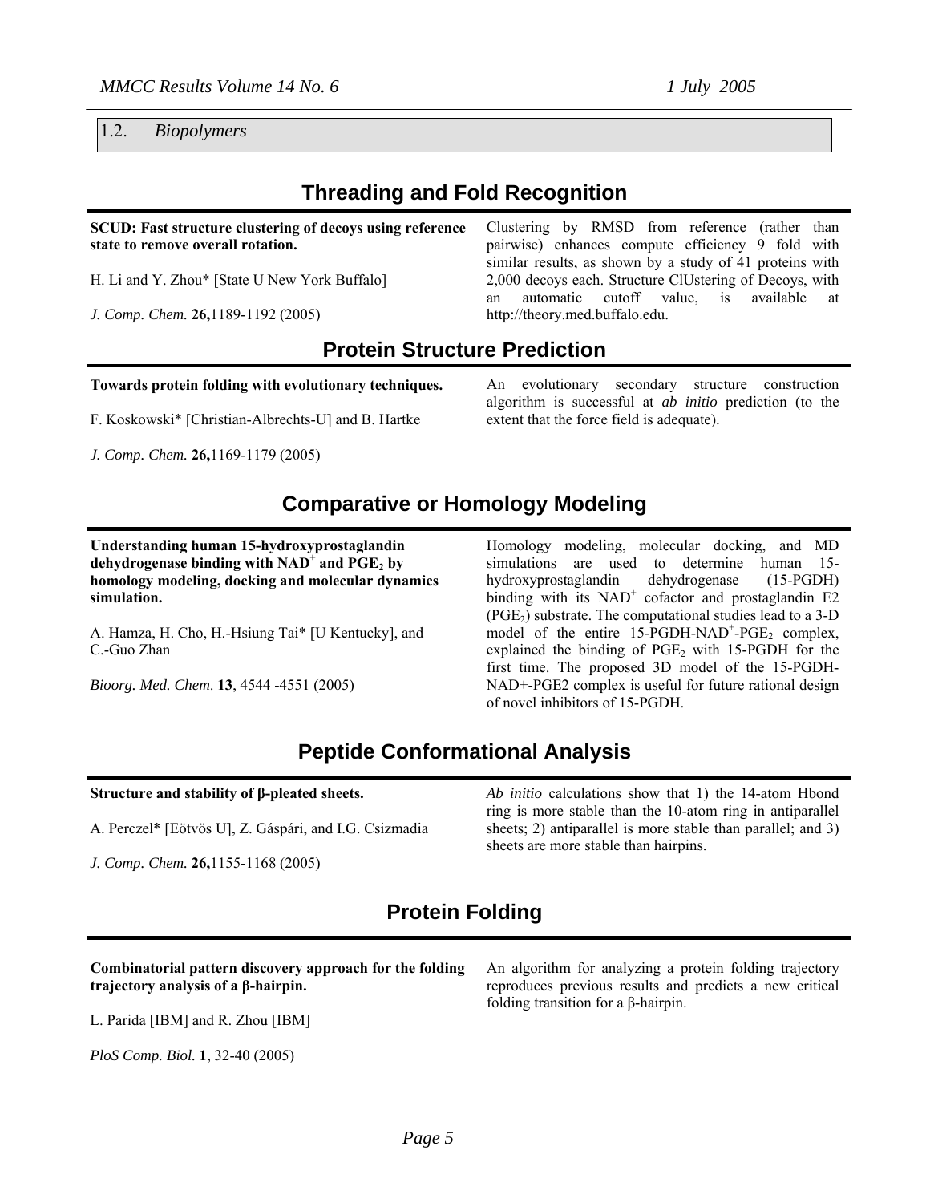## 1.2. *Biopolymers*

### Threading and Fold Recognition

**SCUD: Fast structure clustering of decoys using reference state to remove overall rotation.**

H. Li and Y. Zhou* [State U New York Buffalo]

*J. Comp. Chem.* **26,**1189-1192 (2005)

Clustering by RMSD from reference (rather than pairwise) enhances compute efficiency 9 fold with similar results, as shown by a study of 41 proteins with 2,000 decoys each. Structure ClUstering of Decoys, with an automatic cutoff value, is available at http://theory.med.buffalo.edu.

### Protein Structure Prediction

**Towards protein folding with evolutionary techniques.**

F. Koskowski* [Christian-Albrechts-U] and B. Hartke

*J. Comp. Chem.* **26,**1169-1179 (2005)

An evolutionary secondary structure construction algorithm is successful at *ab initio* prediction (to the extent that the force field is adequate).

### Comparative or Homology Modeling

**Understanding human 15-hydroxyprostaglandin dehydrogenase binding with $NAD^+$ and $PGE_2$ by homology modeling, docking and molecular dynamics simulation.**

A. Hamza, H. Cho, H.-Hsiung Tai* [U Kentucky], and C.-Guo Zhan

*Bioorg. Med. Chem.* **13**, 4544 -4551 (2005)

Homology modeling, molecular docking, and MD simulations are used to determine human 15-hydroxyprostaglandin dehydrogenase (15-PGDH) binding with its $NAD^+$ cofactor and prostaglandin E2 ($PGE_2$) substrate. The computational studies lead to a 3-D model of the entire 15-PGDH-$NAD^+$-$PGE_2$ complex, explained the binding of $PGE_2$ with 15-PGDH for the first time. The proposed 3D model of the 15-PGDH-NAD+-PGE2 complex is useful for future rational design of novel inhibitors of 15-PGDH.

### Peptide Conformational Analysis

**Structure and stability of β-pleated sheets.**

A. Perczel* [Eötvös U], Z. Gáspári, and I.G. Csizmadia

*J. Comp. Chem.* **26,**1155-1168 (2005)

*Ab initio* calculations show that 1) the 14-atom Hbond ring is more stable than the 10-atom ring in antiparallel sheets; 2) antiparallel is more stable than parallel; and 3) sheets are more stable than hairpins.

### Protein Folding

**Combinatorial pattern discovery approach for the folding trajectory analysis of a β-hairpin.**

L. Parida [IBM] and R. Zhou [IBM]

*PloS Comp. Biol.* **1**, 32-40 (2005)

An algorithm for analyzing a protein folding trajectory reproduces previous results and predicts a new critical folding transition for a β-hairpin.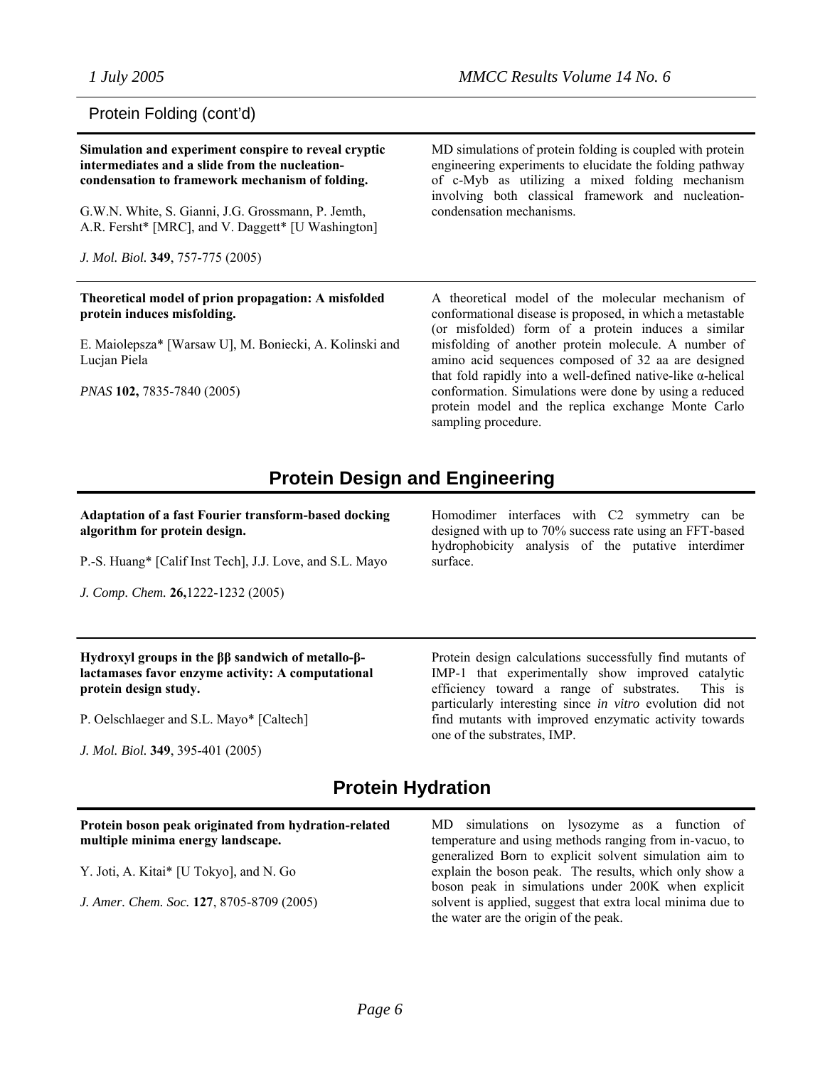## Protein Folding (cont'd)

**Simulation and experiment conspire to reveal cryptic intermediates and a slide from the nucleation-condensation to framework mechanism of folding.**

G.W.N. White, S. Gianni, J.G. Grossmann, P. Jemth, A.R. Fersht* [MRC], and V. Daggett* [U Washington]

*J. Mol. Biol.* **349**, 757-775 (2005)

MD simulations of protein folding is coupled with protein engineering experiments to elucidate the folding pathway of c-Myb as utilizing a mixed folding mechanism involving both classical framework and nucleation-condensation mechanisms.

---

**Theoretical model of prion propagation: A misfolded protein induces misfolding.**

E. Maiolepsza* [Warsaw U], M. Boniecki, A. Kolinski and Lucjan Piela

*PNAS* **102,** 7835-7840 (2005)

A theoretical model of the molecular mechanism of conformational disease is proposed, in which a metastable (or misfolded) form of a protein induces a similar misfolding of another protein molecule. A number of amino acid sequences composed of 32 aa are designed that fold rapidly into a well-defined native-like α-helical conformation. Simulations were done by using a reduced protein model and the replica exchange Monte Carlo sampling procedure.

## Protein Design and Engineering

**Adaptation of a fast Fourier transform-based docking algorithm for protein design.**

P.-S. Huang* [Calif Inst Tech], J.J. Love, and S.L. Mayo

*J. Comp. Chem.* **26,**1222-1232 (2005)

Homodimer interfaces with C2 symmetry can be designed with up to 70% success rate using an FFT-based hydrophobicity analysis of the putative interdimer surface.

---

**Hydroxyl groups in the ββ sandwich of metallo-β-lactamases favor enzyme activity: A computational protein design study.**

P. Oelschlaeger and S.L. Mayo* [Caltech]

*J. Mol. Biol.* **349**, 395-401 (2005)

Protein design calculations successfully find mutants of IMP-1 that experimentally show improved catalytic efficiency toward a range of substrates. This is particularly interesting since *in vitro* evolution did not find mutants with improved enzymatic activity towards one of the substrates, IMP.

## Protein Hydration

**Protein boson peak originated from hydration-related multiple minima energy landscape.**

Y. Joti, A. Kitai* [U Tokyo], and N. Go

*J. Amer. Chem. Soc.* **127**, 8705-8709 (2005)

MD simulations on lysozyme as a function of temperature and using methods ranging from in-vacuo, to generalized Born to explicit solvent simulation aim to explain the boson peak. The results, which only show a boson peak in simulations under 200K when explicit solvent is applied, suggest that extra local minima due to the water are the origin of the peak.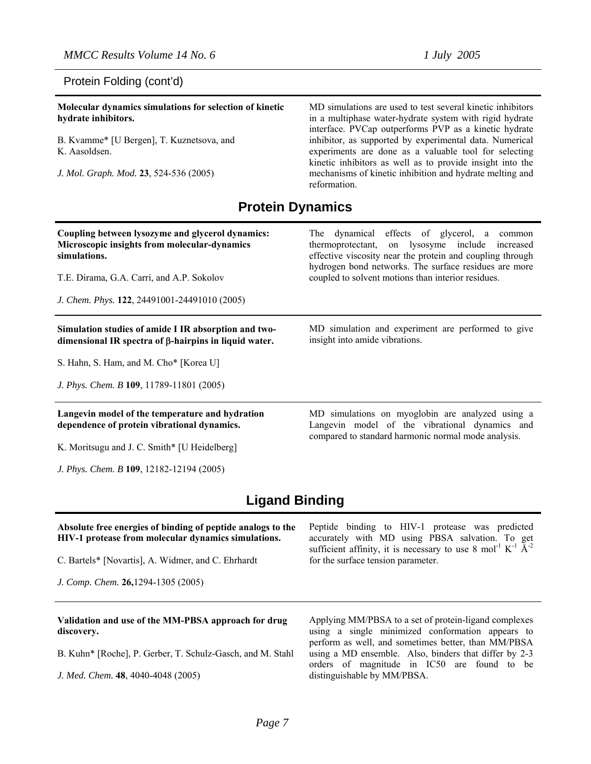Protein Folding (cont'd)

**Molecular dynamics simulations for selection of kinetic hydrate inhibitors.**

B. Kvamme* [U Bergen], T. Kuznetsova, and K. Aasoldsen.

*J. Mol. Graph. Mod.* **23**, 524-536 (2005)

MD simulations are used to test several kinetic inhibitors in a multiphase water-hydrate system with rigid hydrate interface. PVCap outperforms PVP as a kinetic hydrate inhibitor, as supported by experimental data. Numerical experiments are done as a valuable tool for selecting kinetic inhibitors as well as to provide insight into the mechanisms of kinetic inhibition and hydrate melting and reformation.

## Protein Dynamics

**Coupling between lysozyme and glycerol dynamics: Microscopic insights from molecular-dynamics simulations.**

T.E. Dirama, G.A. Carri, and A.P. Sokolov

*J. Chem. Phys.* **122**, 24491001-24491010 (2005)

The dynamical effects of glycerol, a common thermoprotectant, on lysosyme include increased effective viscosity near the protein and coupling through hydrogen bond networks. The surface residues are more coupled to solvent motions than interior residues.

---

**Simulation studies of amide I IR absorption and two-dimensional IR spectra of β-hairpins in liquid water.**

S. Hahn, S. Ham, and M. Cho* [Korea U]

*J. Phys. Chem. B* **109**, 11789-11801 (2005)

MD simulation and experiment are performed to give insight into amide vibrations.

---

**Langevin model of the temperature and hydration dependence of protein vibrational dynamics.**

K. Moritsugu and J. C. Smith* [U Heidelberg]

*J. Phys. Chem. B* **109**, 12182-12194 (2005)

MD simulations on myoglobin are analyzed using a Langevin model of the vibrational dynamics and compared to standard harmonic normal mode analysis.

## Ligand Binding

**Absolute free energies of binding of peptide analogs to the HIV-1 protease from molecular dynamics simulations.**

C. Bartels* [Novartis], A. Widmer, and C. Ehrhardt

*J. Comp. Chem.* **26,**1294-1305 (2005)

Peptide binding to HIV-1 protease was predicted accurately with MD using PBSA salvation. To get sufficient affinity, it is necessary to use 8 $mol^{-1}$ $K^{-1}$ $Å^{-2}$ for the surface tension parameter.

---

**Validation and use of the MM-PBSA approach for drug discovery.**

B. Kuhn* [Roche], P. Gerber, T. Schulz-Gasch, and M. Stahl

*J. Med. Chem.* **48**, 4040-4048 (2005)

Applying MM/PBSA to a set of protein-ligand complexes using a single minimized conformation appears to perform as well, and sometimes better, than MM/PBSA using a MD ensemble. Also, binders that differ by 2-3 orders of magnitude in IC50 are found to be distinguishable by MM/PBSA.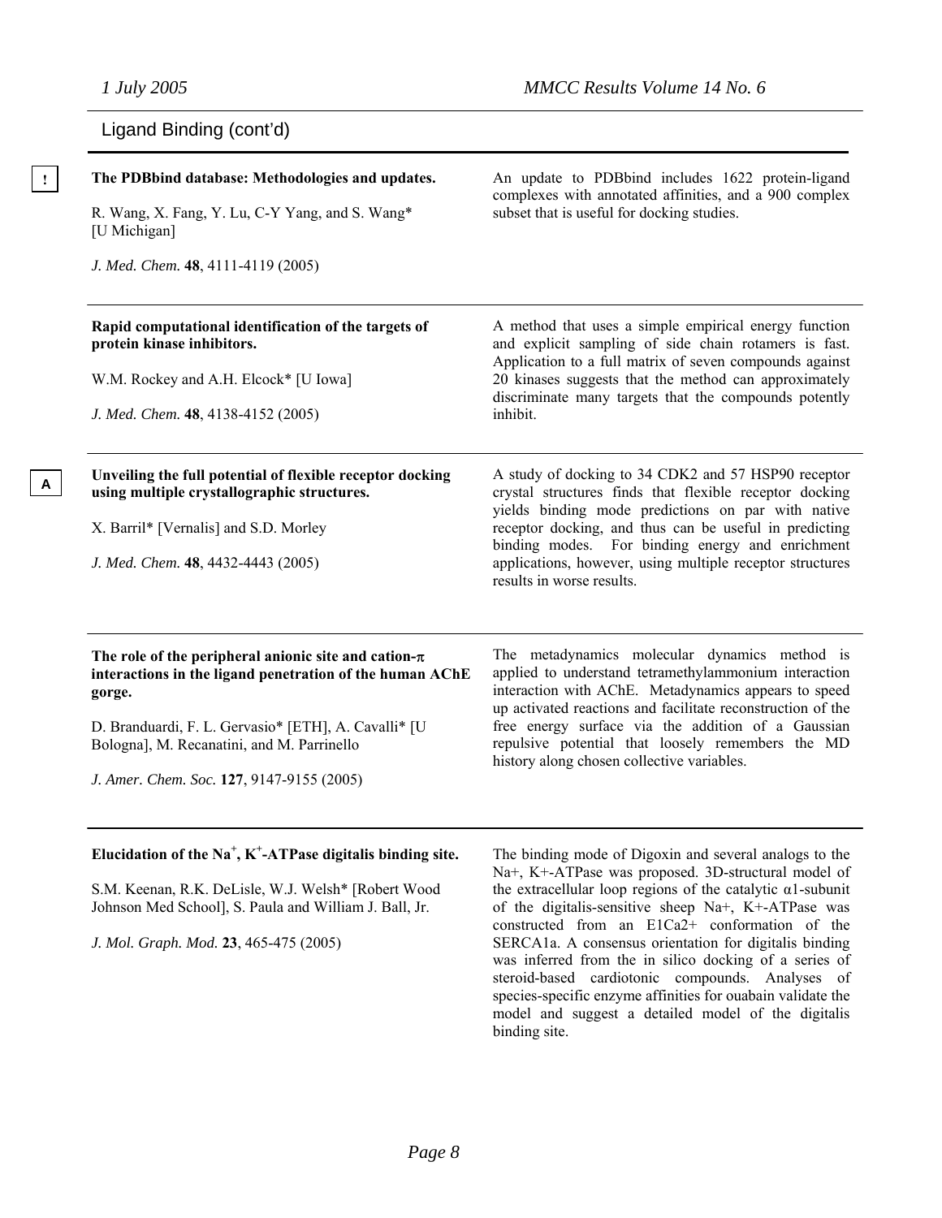## Ligand Binding (cont'd)

!

**The PDBbind database: Methodologies and updates.**

R. Wang, X. Fang, Y. Lu, C-Y Yang, and S. Wang* [U Michigan]

*J. Med. Chem.* **48**, 4111-4119 (2005)

An update to PDBbind includes 1622 protein-ligand complexes with annotated affinities, and a 900 complex subset that is useful for docking studies.

---

**Rapid computational identification of the targets of protein kinase inhibitors.**

W.M. Rockey and A.H. Elcock* [U Iowa]

*J. Med. Chem.* **48**, 4138-4152 (2005)

A method that uses a simple empirical energy function and explicit sampling of side chain rotamers is fast. Application to a full matrix of seven compounds against 20 kinases suggests that the method can approximately discriminate many targets that the compounds potently inhibit.

---

A

**Unveiling the full potential of flexible receptor docking using multiple crystallographic structures.**

X. Barril* [Vernalis] and S.D. Morley

*J. Med. Chem.* **48**, 4432-4443 (2005)

A study of docking to 34 CDK2 and 57 HSP90 receptor crystal structures finds that flexible receptor docking yields binding mode predictions on par with native receptor docking, and thus can be useful in predicting binding modes. For binding energy and enrichment applications, however, using multiple receptor structures results in worse results.

---

**The role of the peripheral anionic site and cation-$\pi$ interactions in the ligand penetration of the human AChE gorge.**

D. Branduardi, F. L. Gervasio* [ETH], A. Cavalli* [U Bologna], M. Recanatini, and M. Parrinello

*J. Amer. Chem. Soc.* **127**, 9147-9155 (2005)

The metadynamics molecular dynamics method is applied to understand tetramethylammonium interaction interaction with AChE. Metadynamics appears to speed up activated reactions and facilitate reconstruction of the free energy surface via the addition of a Gaussian repulsive potential that loosely remembers the MD history along chosen collective variables.

---

**Elucidation of the $Na^+$, $K^+$-ATPase digitalis binding site.**

S.M. Keenan, R.K. DeLisle, W.J. Welsh* [Robert Wood Johnson Med School], S. Paula and William J. Ball, Jr.

*J. Mol. Graph. Mod.* **23**, 465-475 (2005)

The binding mode of Digoxin and several analogs to the Na+, K+-ATPase was proposed. 3D-structural model of the extracellular loop regions of the catalytic α1-subunit of the digitalis-sensitive sheep Na+, K+-ATPase was constructed from an E1Ca2+ conformation of the SERCA1a. A consensus orientation for digitalis binding was inferred from the in silico docking of a series of steroid-based cardiotonic compounds. Analyses of species-specific enzyme affinities for ouabain validate the model and suggest a detailed model of the digitalis binding site.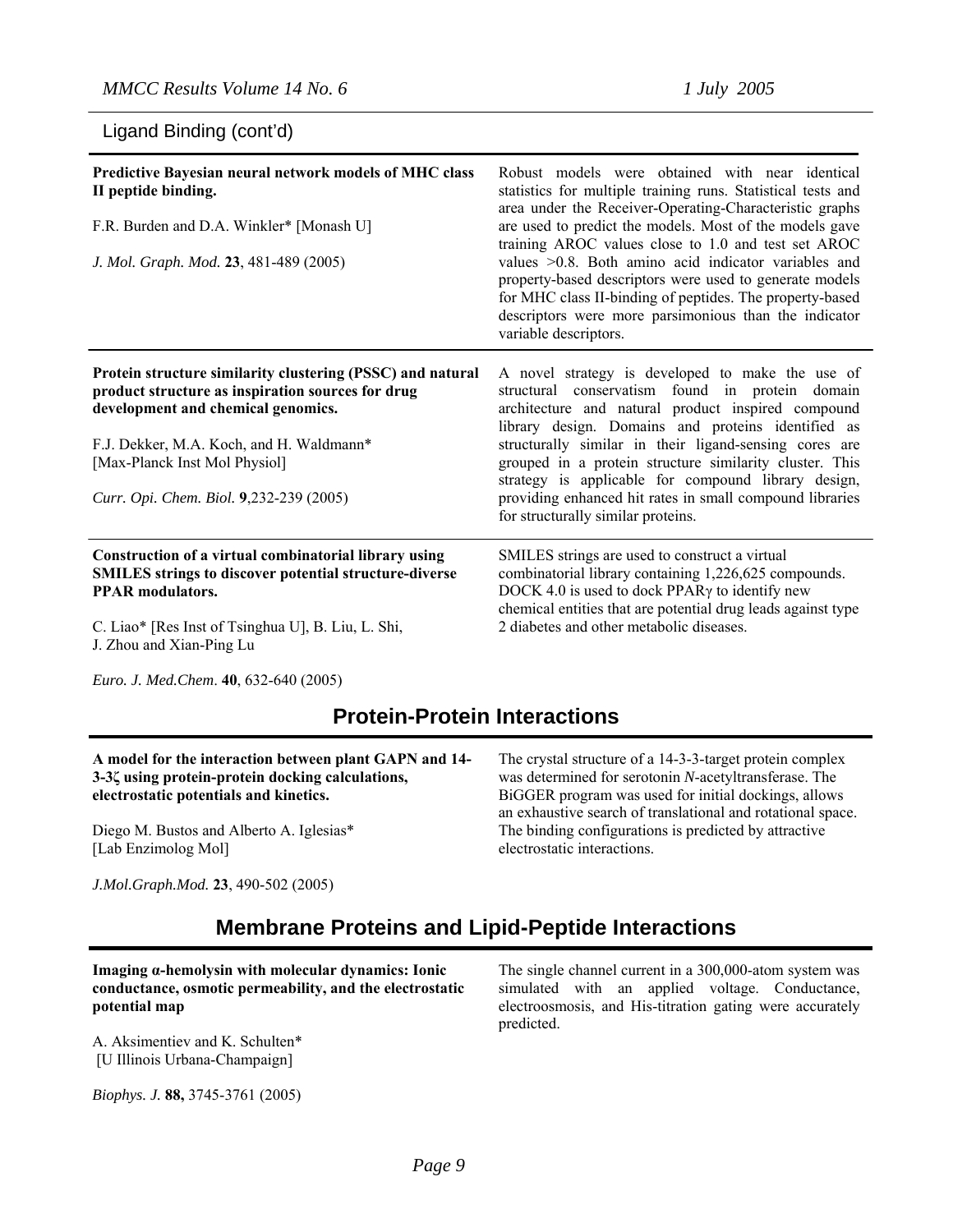## Ligand Binding (cont'd)

**Predictive Bayesian neural network models of MHC class II peptide binding.**

F.R. Burden and D.A. Winkler* [Monash U]

*J. Mol. Graph. Mod.* **23**, 481-489 (2005)

Robust models were obtained with near identical statistics for multiple training runs. Statistical tests and area under the Receiver-Operating-Characteristic graphs are used to predict the models. Most of the models gave training AROC values close to 1.0 and test set AROC values >0.8. Both amino acid indicator variables and property-based descriptors were used to generate models for MHC class II-binding of peptides. The property-based descriptors were more parsimonious than the indicator variable descriptors.

---

**Protein structure similarity clustering (PSSC) and natural product structure as inspiration sources for drug development and chemical genomics.**

F.J. Dekker, M.A. Koch, and H. Waldmann* [Max-Planck Inst Mol Physiol]

*Curr. Opi. Chem. Biol.* **9**,232-239 (2005)

A novel strategy is developed to make the use of structural conservatism found in protein domain architecture and natural product inspired compound library design. Domains and proteins identified as structurally similar in their ligand-sensing cores are grouped in a protein structure similarity cluster. This strategy is applicable for compound library design, providing enhanced hit rates in small compound libraries for structurally similar proteins.

---

**Construction of a virtual combinatorial library using SMILES strings to discover potential structure-diverse PPAR modulators.**

C. Liao* [Res Inst of Tsinghua U], B. Liu, L. Shi, J. Zhou and Xian-Ping Lu

*Euro. J. Med.Chem*. **40**, 632-640 (2005)

SMILES strings are used to construct a virtual combinatorial library containing 1,226,625 compounds. DOCK 4.0 is used to dock PPARγ to identify new chemical entities that are potential drug leads against type 2 diabetes and other metabolic diseases.

## Protein-Protein Interactions

**A model for the interaction between plant GAPN and 14-3-3ζ using protein-protein docking calculations, electrostatic potentials and kinetics.**

Diego M. Bustos and Alberto A. Iglesias* [Lab Enzimolog Mol]

*J.Mol.Graph.Mod.* **23**, 490-502 (2005)

The crystal structure of a 14-3-3-target protein complex was determined for serotonin *N*-acetyltransferase. The BiGGER program was used for initial dockings, allows an exhaustive search of translational and rotational space. The binding configurations is predicted by attractive electrostatic interactions.

## Membrane Proteins and Lipid-Peptide Interactions

**Imaging α-hemolysin with molecular dynamics: Ionic conductance, osmotic permeability, and the electrostatic potential map**

A. Aksimentiev and K. Schulten* [U Illinois Urbana-Champaign]

*Biophys. J.* **88,** 3745-3761 (2005)

The single channel current in a 300,000-atom system was simulated with an applied voltage. Conductance, electroosmosis, and His-titration gating were accurately predicted.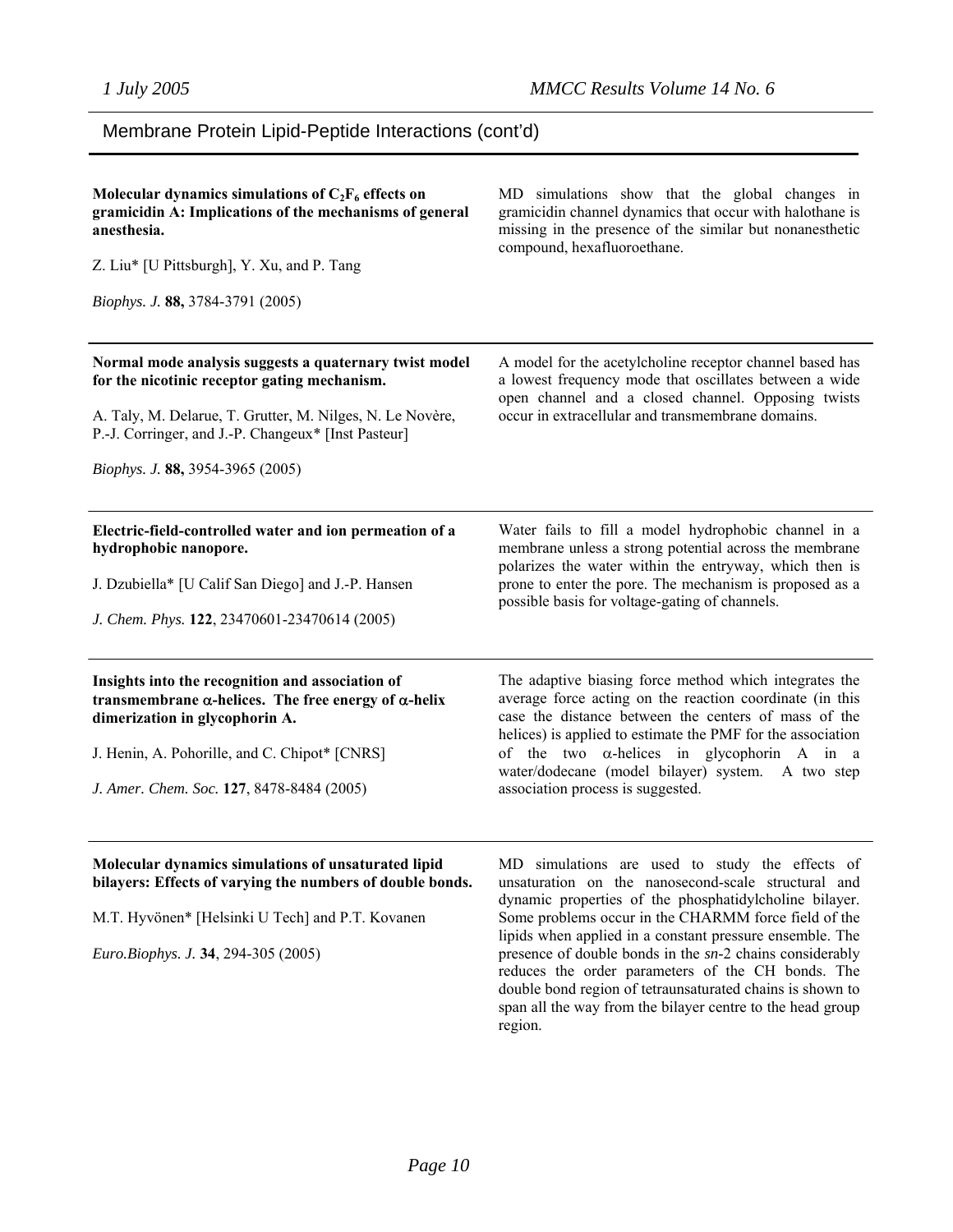## Membrane Protein Lipid-Peptide Interactions (cont'd)

**Molecular dynamics simulations of $C_2F_6$ effects on gramicidin A: Implications of the mechanisms of general anesthesia.**

Z. Liu* [U Pittsburgh], Y. Xu, and P. Tang

*Biophys. J.* **88,** 3784-3791 (2005)

MD simulations show that the global changes in gramicidin channel dynamics that occur with halothane is missing in the presence of the similar but nonanesthetic compound, hexafluoroethane.

---

**Normal mode analysis suggests a quaternary twist model for the nicotinic receptor gating mechanism.**

A. Taly, M. Delarue, T. Grutter, M. Nilges, N. Le Novère, P.-J. Corringer, and J.-P. Changeux* [Inst Pasteur]

*Biophys. J.* **88,** 3954-3965 (2005)

A model for the acetylcholine receptor channel based has a lowest frequency mode that oscillates between a wide open channel and a closed channel. Opposing twists occur in extracellular and transmembrane domains.

---

**Electric-field-controlled water and ion permeation of a hydrophobic nanopore.**

J. Dzubiella* [U Calif San Diego] and J.-P. Hansen

*J. Chem. Phys.* **122**, 23470601-23470614 (2005)

Water fails to fill a model hydrophobic channel in a membrane unless a strong potential across the membrane polarizes the water within the entryway, which then is prone to enter the pore. The mechanism is proposed as a possible basis for voltage-gating of channels.

---

**Insights into the recognition and association of transmembrane $\alpha$-helices. The free energy of $\alpha$-helix dimerization in glycophorin A.**

J. Henin, A. Pohorille, and C. Chipot* [CNRS]

*J. Amer. Chem. Soc.* **127**, 8478-8484 (2005)

The adaptive biasing force method which integrates the average force acting on the reaction coordinate (in this case the distance between the centers of mass of the helices) is applied to estimate the PMF for the association of the two $\alpha$-helices in glycophorin A in a water/dodecane (model bilayer) system. A two step association process is suggested.

---

**Molecular dynamics simulations of unsaturated lipid bilayers: Effects of varying the numbers of double bonds.**

M.T. Hyvönen* [Helsinki U Tech] and P.T. Kovanen

*Euro.Biophys. J.* **34**, 294-305 (2005)

MD simulations are used to study the effects of unsaturation on the nanosecond-scale structural and dynamic properties of the phosphatidylcholine bilayer. Some problems occur in the CHARMM force field of the lipids when applied in a constant pressure ensemble. The presence of double bonds in the *sn*-2 chains considerably reduces the order parameters of the CH bonds. The double bond region of tetraunsaturated chains is shown to span all the way from the bilayer centre to the head group region.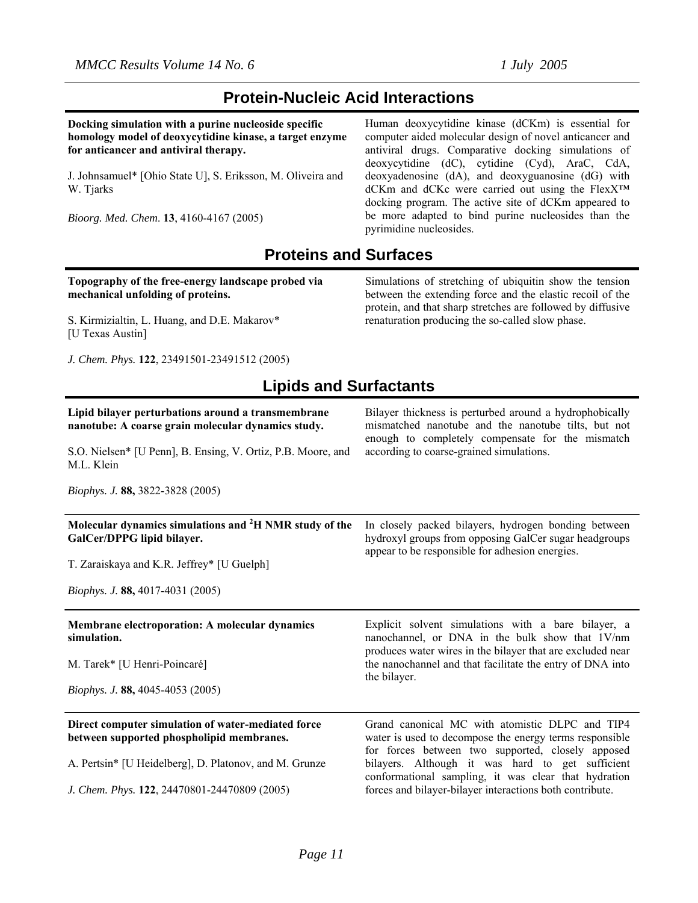## Protein-Nucleic Acid Interactions

**Docking simulation with a purine nucleoside specific homology model of deoxycytidine kinase, a target enzyme for anticancer and antiviral therapy.**

J. Johnsamuel* [Ohio State U], S. Eriksson, M. Oliveira and W. Tjarks

*Bioorg. Med. Chem.* **13**, 4160-4167 (2005)

Human deoxycytidine kinase (dCKm) is essential for computer aided molecular design of novel anticancer and antiviral drugs. Comparative docking simulations of deoxycytidine (dC), cytidine (Cyd), AraC, CdA, deoxyadenosine (dA), and deoxyguanosine (dG) with dCKm and dCKc were carried out using the FlexX™ docking program. The active site of dCKm appeared to be more adapted to bind purine nucleosides than the pyrimidine nucleosides.

## Proteins and Surfaces

**Topography of the free-energy landscape probed via mechanical unfolding of proteins.**

S. Kirmizialtin, L. Huang, and D.E. Makarov* [U Texas Austin]

*J. Chem. Phys.* **122**, 23491501-23491512 (2005)

Simulations of stretching of ubiquitin show the tension between the extending force and the elastic recoil of the protein, and that sharp stretches are followed by diffusive renaturation producing the so-called slow phase.

## Lipids and Surfactants

**Lipid bilayer perturbations around a transmembrane nanotube: A coarse grain molecular dynamics study.**

S.O. Nielsen* [U Penn], B. Ensing, V. Ortiz, P.B. Moore, and M.L. Klein

*Biophys. J.* **88,** 3822-3828 (2005)

Bilayer thickness is perturbed around a hydrophobically mismatched nanotube and the nanotube tilts, but not enough to completely compensate for the mismatch according to coarse-grained simulations.

**Molecular dynamics simulations and $^2$H NMR study of the GalCer/DPPG lipid bilayer.**

T. Zaraiskaya and K.R. Jeffrey* [U Guelph]

*Biophys. J.* **88,** 4017-4031 (2005)

In closely packed bilayers, hydrogen bonding between hydroxyl groups from opposing GalCer sugar headgroups appear to be responsible for adhesion energies.

**Membrane electroporation: A molecular dynamics simulation.**

M. Tarek* [U Henri-Poincaré]

*Biophys. J.* **88,** 4045-4053 (2005)

Explicit solvent simulations with a bare bilayer, a nanochannel, or DNA in the bulk show that 1V/nm produces water wires in the bilayer that are excluded near the nanochannel and that facilitate the entry of DNA into the bilayer.

**Direct computer simulation of water-mediated force between supported phospholipid membranes.**

A. Pertsin* [U Heidelberg], D. Platonov, and M. Grunze

*J. Chem. Phys.* **122**, 24470801-24470809 (2005)

Grand canonical MC with atomistic DLPC and TIP4 water is used to decompose the energy terms responsible for forces between two supported, closely apposed bilayers. Although it was hard to get sufficient conformational sampling, it was clear that hydration forces and bilayer-bilayer interactions both contribute.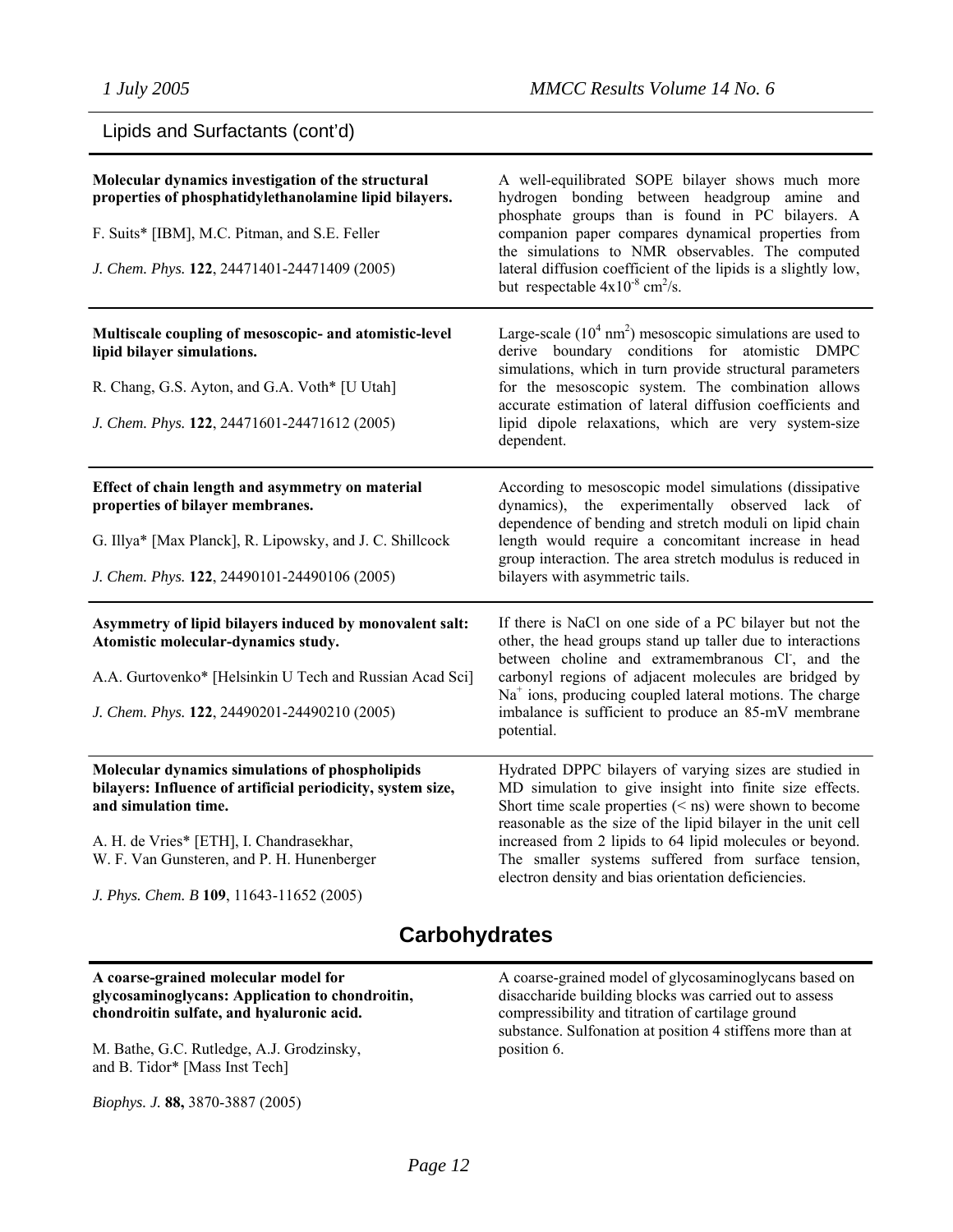Lipids and Surfactants (cont'd)

| | |
|---|---|
| **Molecular dynamics investigation of the structural properties of phosphatidylethanolamine lipid bilayers.**<br><br>F. Suits* [IBM], M.C. Pitman, and S.E. Feller<br><br>*J. Chem. Phys.* **122**, 24471401-24471409 (2005) | A well-equilibrated SOPE bilayer shows much more hydrogen bonding between headgroup amine and phosphate groups than is found in PC bilayers. A companion paper compares dynamical properties from the simulations to NMR observables. The computed lateral diffusion coefficient of the lipids is a slightly low, but respectable $4x10^{-8}$ $cm^2$/s. |
| **Multiscale coupling of mesoscopic- and atomistic-level lipid bilayer simulations.**<br><br>R. Chang, G.S. Ayton, and G.A. Voth* [U Utah]<br><br>*J. Chem. Phys.* **122**, 24471601-24471612 (2005) | Large-scale ($10^4$ $nm^2$) mesoscopic simulations are used to derive boundary conditions for atomistic DMPC simulations, which in turn provide structural parameters for the mesoscopic system. The combination allows accurate estimation of lateral diffusion coefficients and lipid dipole relaxations, which are very system-size dependent. |
| **Effect of chain length and asymmetry on material properties of bilayer membranes.**<br><br>G. Illya* [Max Planck], R. Lipowsky, and J. C. Shillcock<br><br>*J. Chem. Phys.* **122**, 24490101-24490106 (2005) | According to mesoscopic model simulations (dissipative dynamics), the experimentally observed lack of dependence of bending and stretch moduli on lipid chain length would require a concomitant increase in head group interaction. The area stretch modulus is reduced in bilayers with asymmetric tails. |
| **Asymmetry of lipid bilayers induced by monovalent salt: Atomistic molecular-dynamics study.**<br><br>A.A. Gurtovenko* [Helsinkin U Tech and Russian Acad Sci]<br><br>*J. Chem. Phys.* **122**, 24490201-24490210 (2005) | If there is NaCl on one side of a PC bilayer but not the other, the head groups stand up taller due to interactions between choline and extramembranous $Cl^-$, and the carbonyl regions of adjacent molecules are bridged by $Na^+$ ions, producing coupled lateral motions. The charge imbalance is sufficient to produce an 85-mV membrane potential. |
| **Molecular dynamics simulations of phospholipids bilayers: Influence of artificial periodicity, system size, and simulation time.**<br><br>A. H. de Vries* [ETH], I. Chandrasekhar, W. F. Van Gunsteren, and P. H. Hunenberger<br><br>*J. Phys. Chem. B* **109**, 11643-11652 (2005) | Hydrated DPPC bilayers of varying sizes are studied in MD simulation to give insight into finite size effects. Short time scale properties (< ns) were shown to become reasonable as the size of the lipid bilayer in the unit cell increased from 2 lipids to 64 lipid molecules or beyond. The smaller systems suffered from surface tension, electron density and bias orientation deficiencies. |

## Carbohydrates

| | |
|---|---|
| **A coarse-grained molecular model for glycosaminoglycans: Application to chondroitin, chondroitin sulfate, and hyaluronic acid.**<br><br>M. Bathe, G.C. Rutledge, A.J. Grodzinsky, and B. Tidor* [Mass Inst Tech]<br><br>*Biophys. J.* **88,** 3870-3887 (2005) | A coarse-grained model of glycosaminoglycans based on disaccharide building blocks was carried out to assess compressibility and titration of cartilage ground substance. Sulfonation at position 4 stiffens more than at position 6. |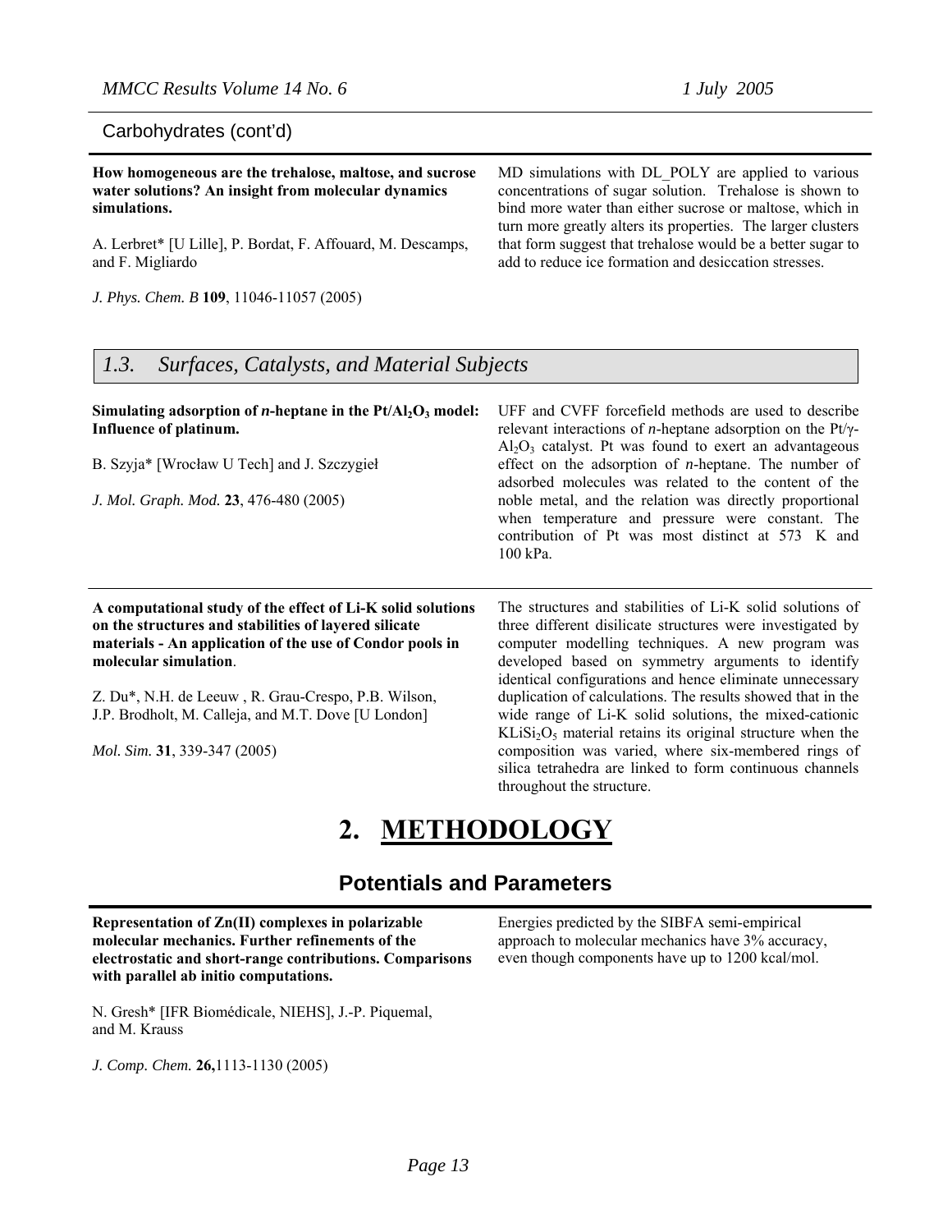Carbohydrates (cont'd)

**How homogeneous are the trehalose, maltose, and sucrose water solutions? An insight from molecular dynamics simulations.**

A. Lerbret* [U Lille], P. Bordat, F. Affouard, M. Descamps, and F. Migliardo

*J. Phys. Chem. B* **109**, 11046-11057 (2005)

MD simulations with DL_POLY are applied to various concentrations of sugar solution. Trehalose is shown to bind more water than either sucrose or maltose, which in turn more greatly alters its properties. The larger clusters that form suggest that trehalose would be a better sugar to add to reduce ice formation and desiccation stresses.

## *1.3. Surfaces, Catalysts, and Material Subjects*

**Simulating adsorption of *n*-heptane in the $Pt/Al_2O_3$ model: Influence of platinum.**

B. Szyja* [Wrocław U Tech] and J. Szczygieł

*J. Mol. Graph. Mod.* **23**, 476-480 (2005)

UFF and CVFF forcefield methods are used to describe relevant interactions of *n*-heptane adsorption on the Pt/γ-$Al_2O_3$ catalyst. Pt was found to exert an advantageous effect on the adsorption of *n*-heptane. The number of adsorbed molecules was related to the content of the noble metal, and the relation was directly proportional when temperature and pressure were constant. The contribution of Pt was most distinct at 573 K and 100 kPa.

**A computational study of the effect of Li-K solid solutions on the structures and stabilities of layered silicate materials - An application of the use of Condor pools in molecular simulation**.

Z. Du*, N.H. de Leeuw , R. Grau-Crespo, P.B. Wilson, J.P. Brodholt, M. Calleja, and M.T. Dove [U London]

*Mol. Sim.* **31**, 339-347 (2005)

The structures and stabilities of Li-K solid solutions of three different disilicate structures were investigated by computer modelling techniques. A new program was developed based on symmetry arguments to identify identical configurations and hence eliminate unnecessary duplication of calculations. The results showed that in the wide range of Li-K solid solutions, the mixed-cationic $KLiSi_2O_5$ material retains its original structure when the composition was varied, where six-membered rings of silica tetrahedra are linked to form continuous channels throughout the structure.

# 2. METHODOLOGY

## Potentials and Parameters

**Representation of Zn(II) complexes in polarizable molecular mechanics. Further refinements of the electrostatic and short-range contributions. Comparisons with parallel ab initio computations.**

N. Gresh* [IFR Biomédicale, NIEHS], J.-P. Piquemal, and M. Krauss

*J. Comp. Chem.* **26,**1113-1130 (2005)

Energies predicted by the SIBFA semi-empirical approach to molecular mechanics have 3% accuracy, even though components have up to 1200 kcal/mol.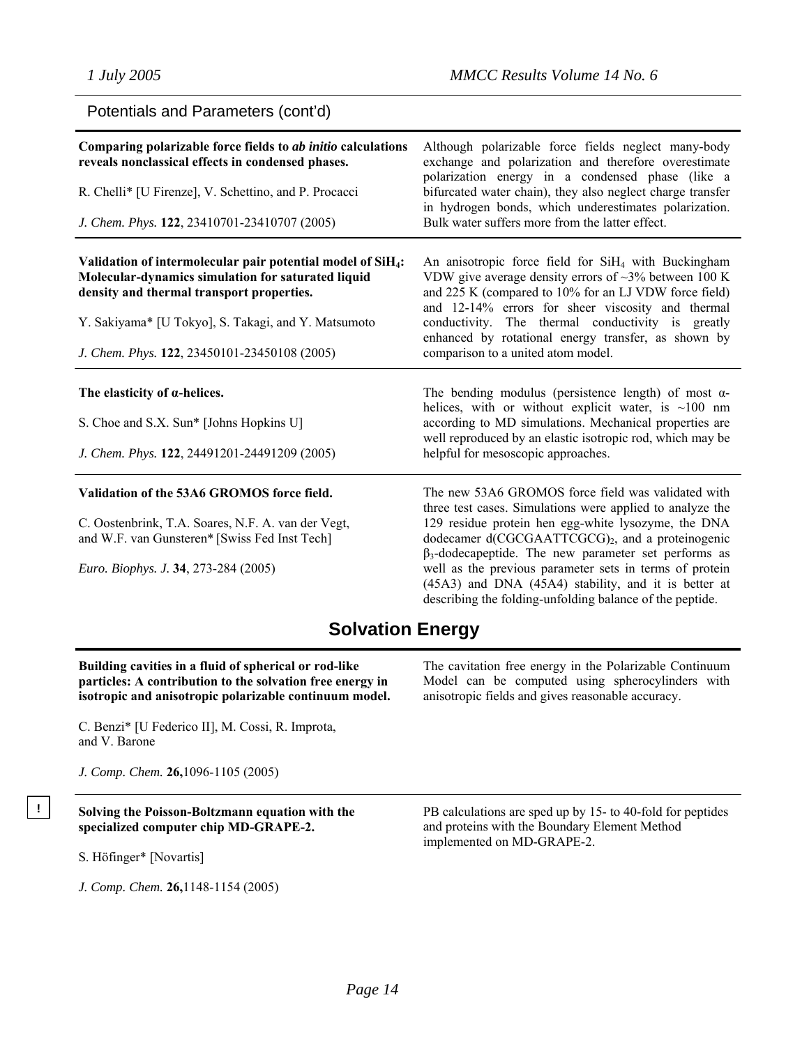## Potentials and Parameters (cont'd)

**Comparing polarizable force fields to *ab initio* calculations reveals nonclassical effects in condensed phases.**

R. Chelli* [U Firenze], V. Schettino, and P. Procacci

*J. Chem. Phys.* **122**, 23410701-23410707 (2005)

Although polarizable force fields neglect many-body exchange and polarization and therefore overestimate polarization energy in a condensed phase (like a bifurcated water chain), they also neglect charge transfer in hydrogen bonds, which underestimates polarization. Bulk water suffers more from the latter effect.

---

**Validation of intermolecular pair potential model of $SiH_4$: Molecular-dynamics simulation for saturated liquid density and thermal transport properties.**

Y. Sakiyama* [U Tokyo], S. Takagi, and Y. Matsumoto

*J. Chem. Phys.* **122**, 23450101-23450108 (2005)

An anisotropic force field for $SiH_4$ with Buckingham VDW give average density errors of ~3% between 100 K and 225 K (compared to 10% for an LJ VDW force field) and 12-14% errors for sheer viscosity and thermal conductivity. The thermal conductivity is greatly enhanced by rotational energy transfer, as shown by comparison to a united atom model.

---

**The elasticity of α-helices.**

S. Choe and S.X. Sun* [Johns Hopkins U]

*J. Chem. Phys.* **122**, 24491201-24491209 (2005)

The bending modulus (persistence length) of most α-helices, with or without explicit water, is ~100 nm according to MD simulations. Mechanical properties are well reproduced by an elastic isotropic rod, which may be helpful for mesoscopic approaches.

---

**Validation of the 53A6 GROMOS force field.**

C. Oostenbrink, T.A. Soares, N.F. A. van der Vegt, and W.F. van Gunsteren* [Swiss Fed Inst Tech]

*Euro. Biophys. J.* **34**, 273-284 (2005)

The new 53A6 GROMOS force field was validated with three test cases. Simulations were applied to analyze the 129 residue protein hen egg-white lysozyme, the DNA dodecamer $d(CGCGAATTCGCG)_2$, and a proteinogenic $\beta_3$-dodecapeptide. The new parameter set performs as well as the previous parameter sets in terms of protein (45A3) and DNA (45A4) stability, and it is better at describing the folding-unfolding balance of the peptide.

## Solvation Energy

**Building cavities in a fluid of spherical or rod-like particles: A contribution to the solvation free energy in isotropic and anisotropic polarizable continuum model.**

C. Benzi* [U Federico II], M. Cossi, R. Improta, and V. Barone

*J. Comp. Chem.* **26,**1096-1105 (2005)

The cavitation free energy in the Polarizable Continuum Model can be computed using spherocylinders with anisotropic fields and gives reasonable accuracy.

---

!

**Solving the Poisson-Boltzmann equation with the specialized computer chip MD-GRAPE-2.**

S. Höfinger* [Novartis]

*J. Comp. Chem.* **26,**1148-1154 (2005)

PB calculations are sped up by 15- to 40-fold for peptides and proteins with the Boundary Element Method implemented on MD-GRAPE-2.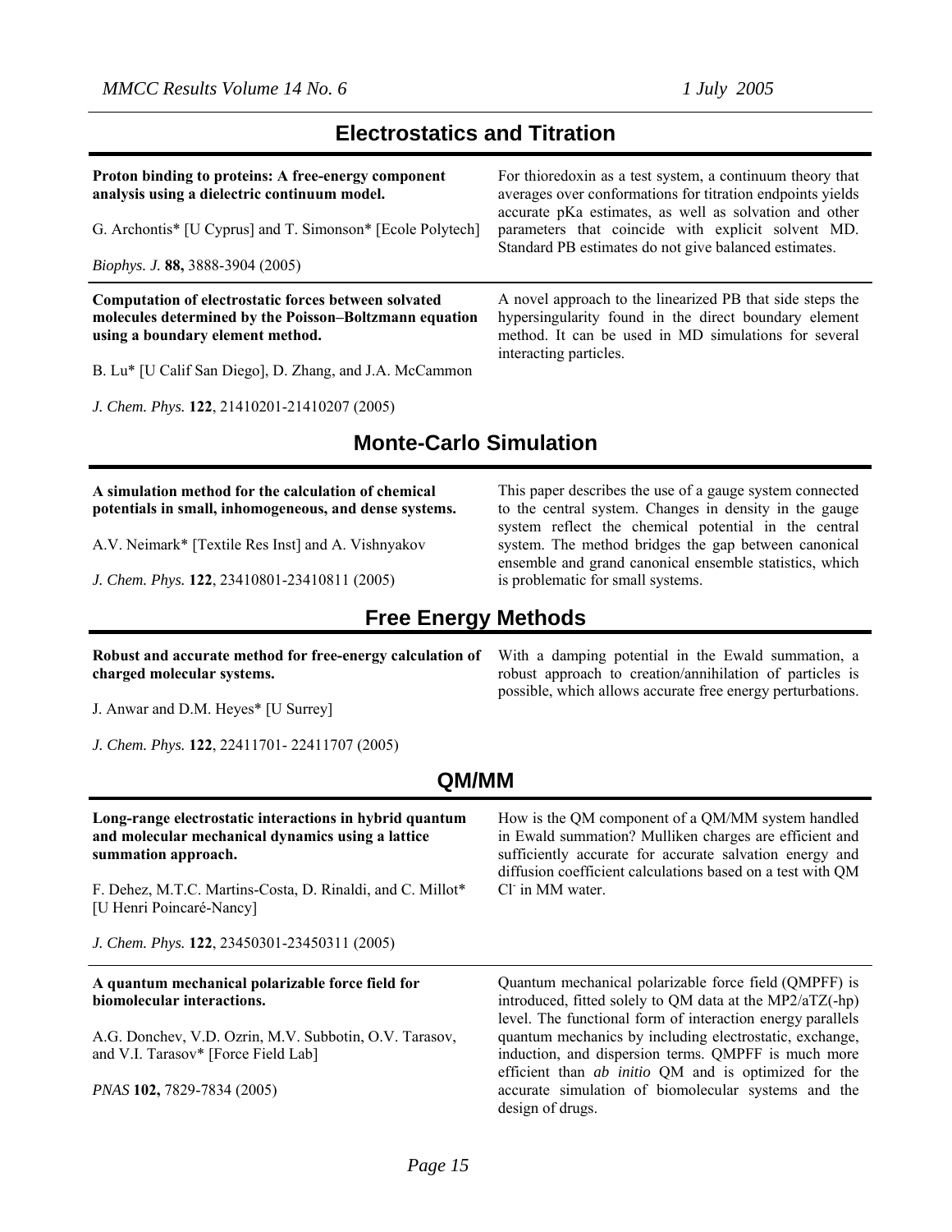## Electrostatics and Titration

**Proton binding to proteins: A free-energy component analysis using a dielectric continuum model.**

G. Archontis* [U Cyprus] and T. Simonson* [Ecole Polytech]

*Biophys. J.* **88,** 3888-3904 (2005)

For thioredoxin as a test system, a continuum theory that averages over conformations for titration endpoints yields accurate pKa estimates, as well as solvation and other parameters that coincide with explicit solvent MD. Standard PB estimates do not give balanced estimates.

---

**Computation of electrostatic forces between solvated molecules determined by the Poisson–Boltzmann equation using a boundary element method.**

B. Lu* [U Calif San Diego], D. Zhang, and J.A. McCammon

*J. Chem. Phys.* **122**, 21410201-21410207 (2005)

A novel approach to the linearized PB that side steps the hypersingularity found in the direct boundary element method. It can be used in MD simulations for several interacting particles.

## Monte-Carlo Simulation

**A simulation method for the calculation of chemical potentials in small, inhomogeneous, and dense systems.**

A.V. Neimark* [Textile Res Inst] and A. Vishnyakov

*J. Chem. Phys.* **122**, 23410801-23410811 (2005)

This paper describes the use of a gauge system connected to the central system. Changes in density in the gauge system reflect the chemical potential in the central system. The method bridges the gap between canonical ensemble and grand canonical ensemble statistics, which is problematic for small systems.

## Free Energy Methods

**Robust and accurate method for free-energy calculation of charged molecular systems.**

J. Anwar and D.M. Heyes* [U Surrey]

*J. Chem. Phys.* **122**, 22411701- 22411707 (2005)

With a damping potential in the Ewald summation, a robust approach to creation/annihilation of particles is possible, which allows accurate free energy perturbations.

## QM/MM

**Long-range electrostatic interactions in hybrid quantum and molecular mechanical dynamics using a lattice summation approach.**

F. Dehez, M.T.C. Martins-Costa, D. Rinaldi, and C. Millot* [U Henri Poincaré-Nancy]

*J. Chem. Phys.* **122**, 23450301-23450311 (2005)

How is the QM component of a QM/MM system handled in Ewald summation? Mulliken charges are efficient and sufficiently accurate for accurate salvation energy and diffusion coefficient calculations based on a test with QM $Cl^-$ in MM water.

---

**A quantum mechanical polarizable force field for biomolecular interactions.**

A.G. Donchev, V.D. Ozrin, M.V. Subbotin, O.V. Tarasov, and V.I. Tarasov* [Force Field Lab]

*PNAS* **102,** 7829-7834 (2005)

Quantum mechanical polarizable force field (QMPFF) is introduced, fitted solely to QM data at the MP2/aTZ(-hp) level. The functional form of interaction energy parallels quantum mechanics by including electrostatic, exchange, induction, and dispersion terms. QMPFF is much more efficient than *ab initio* QM and is optimized for the accurate simulation of biomolecular systems and the design of drugs.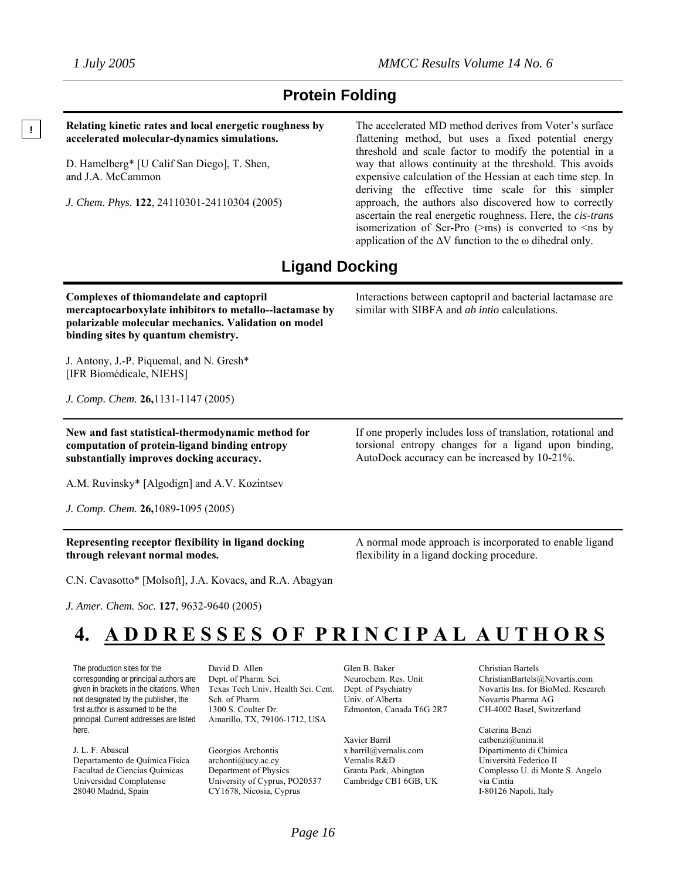## Protein Folding

!

**Relating kinetic rates and local energetic roughness by accelerated molecular-dynamics simulations.**

D. Hamelberg* [U Calif San Diego], T. Shen, and J.A. McCammon

*J. Chem. Phys.* **122**, 24110301-24110304 (2005)

The accelerated MD method derives from Voter's surface flattening method, but uses a fixed potential energy threshold and scale factor to modify the potential in a way that allows continuity at the threshold. This avoids expensive calculation of the Hessian at each time step. In deriving the effective time scale for this simpler approach, the authors also discovered how to correctly ascertain the real energetic roughness. Here, the *cis-trans* isomerization of Ser-Pro (>ms) is converted to <ns by application of the ΔV function to the ω dihedral only.

## Ligand Docking

**Complexes of thiomandelate and captopril mercaptocarboxylate inhibitors to metallo--lactamase by polarizable molecular mechanics. Validation on model binding sites by quantum chemistry.**

J. Antony, J.-P. Piquemal, and N. Gresh* [IFR Biomédicale, NIEHS]

*J. Comp. Chem.* **26,**1131-1147 (2005)

Interactions between captopril and bacterial lactamase are similar with SIBFA and *ab intio* calculations.

---

**New and fast statistical-thermodynamic method for computation of protein-ligand binding entropy substantially improves docking accuracy.**

A.M. Ruvinsky* [Algodign] and A.V. Kozintsev

*J. Comp. Chem.* **26,**1089-1095 (2005)

If one properly includes loss of translation, rotational and torsional entropy changes for a ligand upon binding, AutoDock accuracy can be increased by 10-21%.

---

**Representing receptor flexibility in ligand docking through relevant normal modes.**

C.N. Cavasotto* [Molsoft], J.A. Kovacs, and R.A. Abagyan

*J. Amer. Chem. Soc.* **127**, 9632-9640 (2005)

A normal mode approach is incorporated to enable ligand flexibility in a ligand docking procedure.

# 4. ADDRESSES OF PRINCIPAL AUTHORS

The production sites for the corresponding or principal authors are given in brackets in the citations. When not designated by the publisher, the first author is assumed to be the principal. Current addresses are listed here.

J. L. F. Abascal
Departamento de Química Física
Facultad de Ciencias Químicas
Universidad Complutense
28040 Madrid, Spain

David D. Allen
Dept. of Pharm. Sci.
Texas Tech Univ. Health Sci. Cent.
Sch. of Pharm.
1300 S. Coulter Dr.
Amarillo, TX, 79106-1712, USA

Georgios Archontis
archonti@ucy.ac.cy
Department of Physics
University of Cyprus, PO20537
CY1678, Nicosia, Cyprus

Glen B. Baker
Neurochem. Res. Unit
Dept. of Psychiatry
Univ. of Alberta
Edmonton, Canada T6G 2R7

Xavier Barril
x.barril@vernalis.com
Vernalis R&D
Granta Park, Abington
Cambridge CB1 6GB, UK

Christian Bartels
ChristianBartels@Novartis.com
Novartis Ins. for BioMed. Research
Novartis Pharma AG
CH-4002 Basel, Switzerland

Caterina Benzi
catbenzi@unina.it
Dipartimento di Chimica
Università Federico II
Complesso U. di Monte S. Angelo
via Cintia
I-80126 Napoli, Italy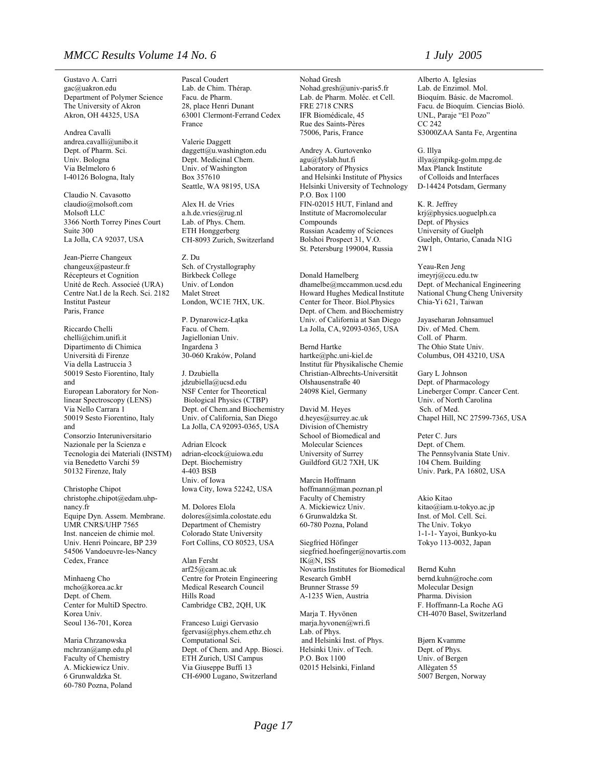Gustavo A. Carri
gac@uakron.edu
Department of Polymer Science
The University of Akron
Akron, OH 44325, USA

Andrea Cavalli
andrea.cavalli@unibo.it
Dept. of Pharm. Sci.
Univ. Bologna
Via Belmeloro 6
I-40126 Bologna, Italy

Claudio N. Cavasotto
claudio@molsoft.com
Molsoft LLC
3366 North Torrey Pines Court
Suite 300
La Jolla, CA 92037, USA

Jean-Pierre Changeux
changeux@pasteur.fr
Récepteurs et Cognition
Unité de Rech. Associeé (URA)
Centre Nat.l de la Rech. Sci. 2182
Institut Pasteur
Paris, France

Riccardo Chelli
chelli@chim.unifi.it
Dipartimento di Chimica
Università di Firenze
Via della Lastruccia 3
50019 Sesto Fiorentino, Italy
and
European Laboratory for Non-linear Spectroscopy (LENS)
Via Nello Carrara 1
50019 Sesto Fiorentino, Italy
and
Consorzio Interuniversitario Nazionale per la Scienza e Tecnologia dei Materiali (INSTM)
via Benedetto Varchi 59
50132 Firenze, Italy

Christophe Chipot
christophe.chipot@edam.uhp-nancy.fr
Equipe Dyn. Assem. Membrane.
UMR CNRS/UHP 7565
Inst. nanceien de chimie mol.
Univ. Henri Poincare, BP 239
54506 Vandoeuvre-les-Nancy
Cedex, France

Minhaeng Cho
mcho@korea.ac.kr
Dept. of Chem.
Center for MultiD Spectro.
Korea Univ.
Seoul 136-701, Korea

Maria Chrzanowska
mchrzan@amp.edu.pl
Faculty of Chemistry
A. Mickiewicz Univ.
6 Grunwaldzka St.
60-780 Pozna, Poland

Pascal Coudert
Lab. de Chim. Thérap.
Facu. de Pharm.
28, place Henri Dunant
63001 Clermont-Ferrand Cedex
France

Valerie Daggett
daggett@u.washington.edu
Dept. Medicinal Chem.
Univ. of Washington
Box 357610
Seattle, WA 98195, USA

Alex H. de Vries
a.h.de.vries@rug.nl
Lab. of Phys. Chem.
ETH Honggerberg
CH-8093 Zurich, Switzerland

Z. Du
Sch. of Crystallography
Birkbeck College
Univ. of London
Malet Street
London, WC1E 7HX, UK.

P. Dynarowicz-Łątka
Facu. of Chem.
Jagiellonian Univ.
Ingardena 3
30-060 Kraków, Poland

J. Dzubiella
jdzubiella@ucsd.edu
NSF Center for Theoretical Biological Physics (CTBP)
Dept. of Chem.and Biochemistry
Univ. of California, San Diego
La Jolla, CA 92093-0365, USA

Adrian Elcock
adrian-elcock@uiowa.edu
Dept. Biochemistry
4-403 BSB
Univ. of Iowa
Iowa City, Iowa 52242, USA

M. Dolores Elola
dolores@simla.colostate.edu
Department of Chemistry
Colorado State University
Fort Collins, CO 80523, USA

Alan Fersht
arf25@cam.ac.uk
Centre for Protein Engineering
Medical Research Council
Hills Road
Cambridge CB2, 2QH, UK

Franceso Luigi Gervasio
fgervasi@phys.chem.ethz.ch
Computational Sci.
Dept. of Chem. and App. Biosci.
ETH Zurich, USI Campus
Via Giuseppe Buffi 13
CH-6900 Lugano, Switzerland

Nohad Gresh
Nohad.gresh@univ-paris5.fr
Lab. de Pharm. Moléc. et Cell.
FRE 2718 CNRS
IFR Biomédicale, 45
Rue des Saints-Pères
75006, Paris, France

Andrey A. Gurtovenko
agu@fyslab.hut.fi
Laboratory of Physics
and Helsinki Institute of Physics
Helsinki University of Technology
P.O. Box 1100
FIN-02015 HUT, Finland and
Institute of Macromolecular Compounds
Russian Academy of Sciences
Bolshoi Prospect 31, V.O.
St. Petersburg 199004, Russia

Donald Hamelberg
dhamelbe@mccammon.ucsd.edu
Howard Hughes Medical Institute
Center for Theor. Biol.Physics
Dept. of Chem. and Biochemistry
Univ. of California at San Diego
La Jolla, CA, 92093-0365, USA

Bernd Hartke
hartke@phc.uni-kiel.de
Institut für Physikalische Chemie
Christian-Albrechts-Universität
Olshausenstraße 40
24098 Kiel, Germany

David M. Heyes
d.heyes@surrey.ac.uk
Division of Chemistry
School of Biomedical and Molecular Sciences
University of Surrey
Guildford GU2 7XH, UK

Marcin Hoffmann
hoffmann@man.poznan.pl
Faculty of Chemistry
A. Mickiewicz Univ.
6 Grunwaldzka St.
60-780 Pozna, Poland

Siegfried Höfinger
siegfried.hoefinger@novartis.com
IK@N, ISS
Novartis Institutes for Biomedical Research GmbH
Brunner Strasse 59
A-1235 Wien, Austria

Marja T. Hyvönen
marja.hyvonen@wri.fi
Lab. of Phys.
and Helsinki Inst. of Phys.
Helsinki Univ. of Tech.
P.O. Box 1100
02015 Helsinki, Finland

Alberto A. Iglesias
Lab. de Enzimol. Mol.
Bioquím. Básic. de Macromol.
Facu. de Bioquím. Ciencias Bioló.
UNL, Paraje "El Pozo"
CC 242
S3000ZAA Santa Fe, Argentina

G. Illya
illya@mpikg-golm.mpg.de
Max Planck Institute of Colloids and Interfaces
D-14424 Potsdam, Germany

K. R. Jeffrey
krj@physics.uoguelph.ca
Dept. of Physics
University of Guelph
Guelph, Ontario, Canada N1G 2W1

Yeau-Ren Jeng
imeyrj@ccu.edu.tw
Dept. of Mechanical Engineering
National Chung Cheng University
Chia-Yi 621, Taiwan

Jayaseharan Johnsamuel
Div. of Med. Chem.
Coll. of Pharm.
The Ohio State Univ.
Columbus, OH 43210, USA

Gary L Johnson
Dept. of Pharmacology
Lineberger Compr. Cancer Cent.
Univ. of North Carolina Sch. of Med.
Chapel Hill, NC 27599-7365, USA

Peter C. Jurs
Dept. of Chem.
The Pennsylvania State Univ.
104 Chem. Building
Univ. Park, PA 16802, USA

Akio Kitao
kitao@iam.u-tokyo.ac.jp
Inst. of Mol. Cell. Sci.
The Univ. Tokyo
1-1-1- Yayoi, Bunkyo-ku
Tokyo 113-0032, Japan

Bernd Kuhn
bernd.kuhn@roche.com
Molecular Design
Pharma. Division
F. Hoffmann-La Roche AG
CH-4070 Basel, Switzerland

Bjørn Kvamme
Dept. of Phys.
Univ. of Bergen
Allégaten 55
5007 Bergen, Norway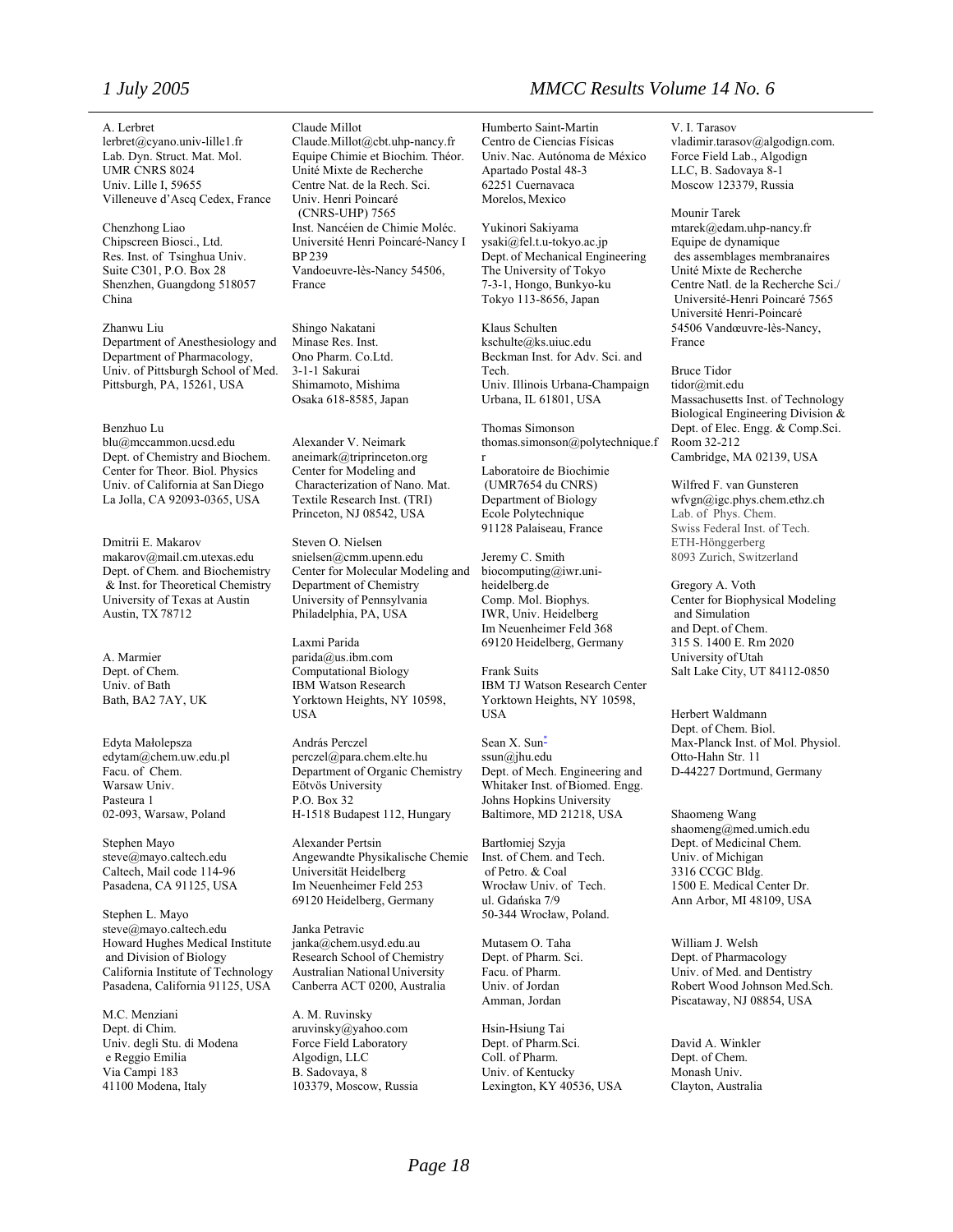A. Lerbret
lerbret@cyano.univ-lille1.fr
Lab. Dyn. Struct. Mat. Mol.
UMR CNRS 8024
Univ. Lille I, 59655
Villeneuve d'Ascq Cedex, France

Chenzhong Liao
Chipscreen Biosci., Ltd.
Res. Inst. of Tsinghua Univ.
Suite C301, P.O. Box 28
Shenzhen, Guangdong 518057
China

Zhanwu Liu
Department of Anesthesiology and
Department of Pharmacology,
Univ. of Pittsburgh School of Med.
Pittsburgh, PA, 15261, USA

Benzhuo Lu
blu@mccammon.ucsd.edu
Dept. of Chemistry and Biochem.
Center for Theor. Biol. Physics
Univ. of California at San Diego
La Jolla, CA 92093-0365, USA

Dmitrii E. Makarov
makarov@mail.cm.utexas.edu
Dept. of Chem. and Biochemistry
& Inst. for Theoretical Chemistry
University of Texas at Austin
Austin, TX 78712

A. Marmier
Dept. of Chem.
Univ. of Bath
Bath, BA2 7AY, UK

Edyta Małolepsza
edytam@chem.uw.edu.pl
Facu. of Chem.
Warsaw Univ.
Pasteura 1
02-093, Warsaw, Poland

Stephen Mayo
steve@mayo.caltech.edu
Caltech, Mail code 114-96
Pasadena, CA 91125, USA

Stephen L. Mayo
steve@mayo.caltech.edu
Howard Hughes Medical Institute
and Division of Biology
California Institute of Technology
Pasadena, California 91125, USA

M.C. Menziani
Dept. di Chim.
Univ. degli Stu. di Modena
e Reggio Emilia
Via Campi 183
41100 Modena, Italy

Claude Millot
Claude.Millot@cbt.uhp-nancy.fr
Equipe Chimie et Biochim. Théor.
Unité Mixte de Recherche
Centre Nat. de la Rech. Sci.
Univ. Henri Poincaré
(CNRS-UHP) 7565
Inst. Nancéien de Chimie Moléc.
Université Henri Poincaré-Nancy I
BP 239
Vandoeuvre-lès-Nancy 54506,
France

Shingo Nakatani
Minase Res. Inst.
Ono Pharm. Co.Ltd.
3-1-1 Sakurai
Shimamoto, Mishima
Osaka 618-8585, Japan

Alexander V. Neimark
aneimark@triprinceton.org
Center for Modeling and
Characterization of Nano. Mat.
Textile Research Inst. (TRI)
Princeton, NJ 08542, USA

Steven O. Nielsen
snielsen@cmm.upenn.edu
Center for Molecular Modeling and
Department of Chemistry
University of Pennsylvania
Philadelphia, PA, USA

Laxmi Parida
parida@us.ibm.com
Computational Biology
IBM Watson Research
Yorktown Heights, NY 10598,
USA

András Perczel
perczel@para.chem.elte.hu
Department of Organic Chemistry
Eötvös University
P.O. Box 32
H-1518 Budapest 112, Hungary

Alexander Pertsin
Angewandte Physikalische Chemie
Universität Heidelberg
Im Neuenheimer Feld 253
69120 Heidelberg, Germany

Janka Petravic
janka@chem.usyd.edu.au
Research School of Chemistry
Australian National University
Canberra ACT 0200, Australia

A. M. Ruvinsky
aruvinsky@yahoo.com
Force Field Laboratory
Algodign, LLC
B. Sadovaya, 8
103379, Moscow, Russia

Humberto Saint-Martin
Centro de Ciencias Físicas
Univ. Nac. Autónoma de México
Apartado Postal 48-3
62251 Cuernavaca
Morelos, Mexico

Yukinori Sakiyama
ysaki@fel.t.u-tokyo.ac.jp
Dept. of Mechanical Engineering
The University of Tokyo
7-3-1, Hongo, Bunkyo-ku
Tokyo 113-8656, Japan

Klaus Schulten
kschulte@ks.uiuc.edu
Beckman Inst. for Adv. Sci. and
Tech.
Univ. Illinois Urbana-Champaign
Urbana, IL 61801, USA

Thomas Simonson
thomas.simonson@polytechnique.fr
Laboratoire de Biochimie
(UMR7654 du CNRS)
Department of Biology
Ecole Polytechnique
91128 Palaiseau, France

Jeremy C. Smith
biocomputing@iwr.uni-heidelberg.de
Comp. Mol. Biophys.
IWR, Univ. Heidelberg
Im Neuenheimer Feld 368
69120 Heidelberg, Germany

Frank Suits
IBM TJ Watson Research Center
Yorktown Heights, NY 10598,
USA

Sean X. Sun[*]
ssun@jhu.edu
Dept. of Mech. Engineering and
Whitaker Inst. of Biomed. Engg.
Johns Hopkins University
Baltimore, MD 21218, USA

Bartłomiej Szyja
Inst. of Chem. and Tech.
of Petro. & Coal
Wrocław Univ. of Tech.
ul. Gdańska 7/9
50-344 Wrocław, Poland.

Mutasem O. Taha
Dept. of Pharm. Sci.
Facu. of Pharm.
Univ. of Jordan
Amman, Jordan

Hsin-Hsiung Tai
Dept. of Pharm.Sci.
Coll. of Pharm.
Univ. of Kentucky
Lexington, KY 40536, USA

V. I. Tarasov
vladimir.tarasov@algodign.com.
Force Field Lab., Algodign
LLC, B. Sadovaya 8-1
Moscow 123379, Russia

Mounir Tarek
mtarek@edam.uhp-nancy.fr
Equipe de dynamique
des assemblages membranaires
Unité Mixte de Recherche
Centre Natl. de la Recherche Sci./
Université-Henri Poincaré 7565
Université Henri-Poincaré
54506 Vandœuvre-lès-Nancy,
France

Bruce Tidor
tidor@mit.edu
Massachusetts Inst. of Technology
Biological Engineering Division &
Dept. of Elec. Engg. & Comp.Sci.
Room 32-212
Cambridge, MA 02139, USA

Wilfred F. van Gunsteren
wfvgn@igc.phys.chem.ethz.ch
Lab. of Phys. Chem.
Swiss Federal Inst. of Tech.
ETH-Hönggerberg
8093 Zurich, Switzerland

Gregory A. Voth
Center for Biophysical Modeling
and Simulation
and Dept. of Chem.
315 S. 1400 E. Rm 2020
University of Utah
Salt Lake City, UT 84112-0850

Herbert Waldmann
Dept. of Chem. Biol.
Max-Planck Inst. of Mol. Physiol.
Otto-Hahn Str. 11
D-44227 Dortmund, Germany

Shaomeng Wang
shaomeng@med.umich.edu
Dept. of Medicinal Chem.
Univ. of Michigan
3316 CCGC Bldg.
1500 E. Medical Center Dr.
Ann Arbor, MI 48109, USA

William J. Welsh
Dept. of Pharmacology
Univ. of Med. and Dentistry
Robert Wood Johnson Med.Sch.
Piscataway, NJ 08854, USA

David A. Winkler
Dept. of Chem.
Monash Univ.
Clayton, Australia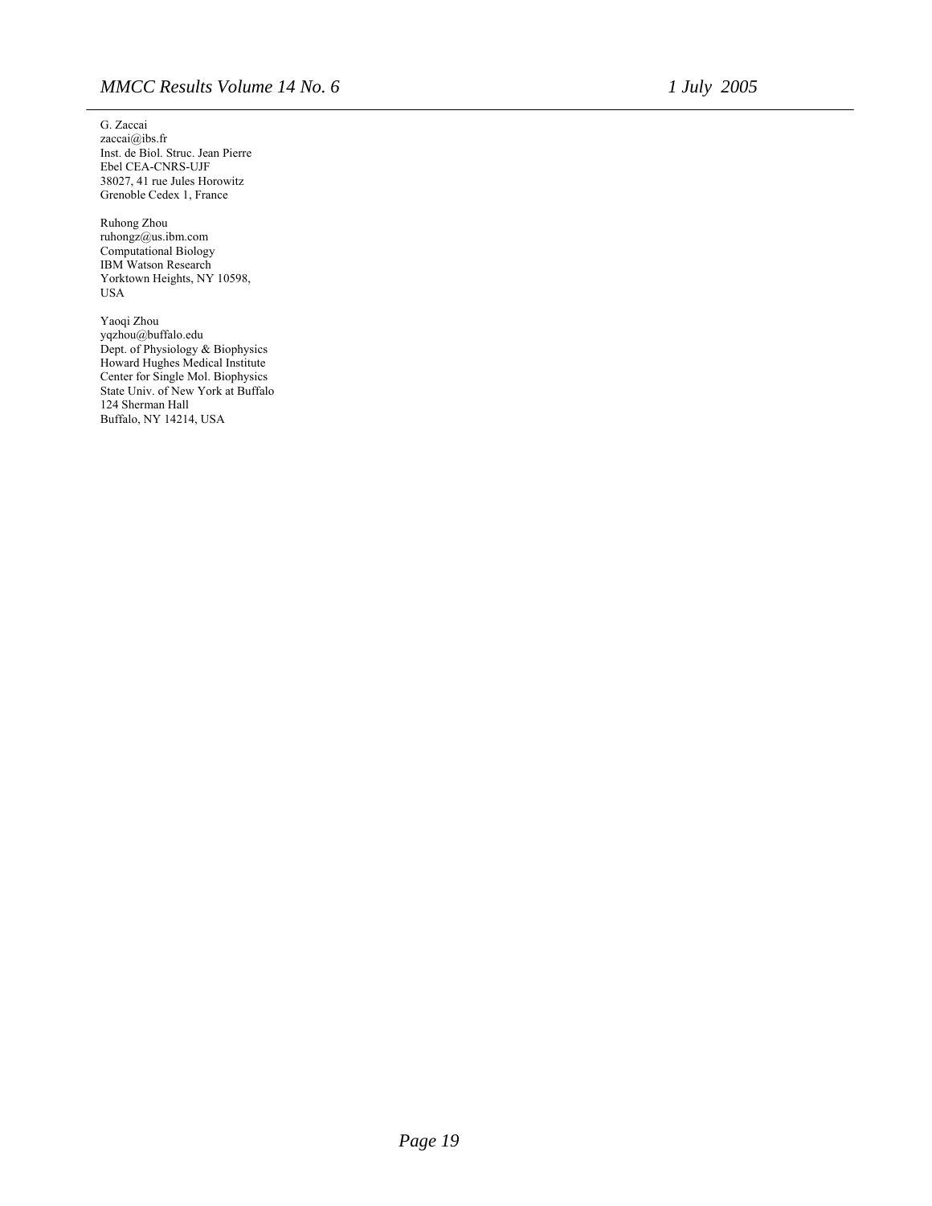G. Zaccai
zaccai@ibs.fr
Inst. de Biol. Struc. Jean Pierre
Ebel CEA-CNRS-UJF
38027, 41 rue Jules Horowitz
Grenoble Cedex 1, France

Ruhong Zhou
ruhongz@us.ibm.com
Computational Biology
IBM Watson Research
Yorktown Heights, NY 10598,
USA

Yaoqi Zhou
yqzhou@buffalo.edu
Dept. of Physiology & Biophysics
Howard Hughes Medical Institute
Center for Single Mol. Biophysics
State Univ. of New York at Buffalo
124 Sherman Hall
Buffalo, NY 14214, USA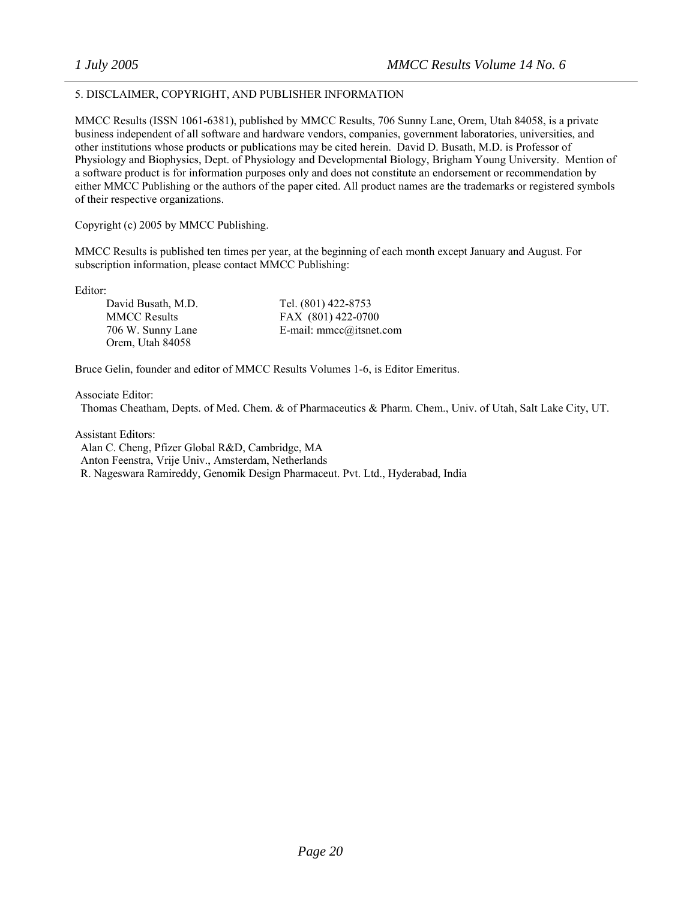## 5. DISCLAIMER, COPYRIGHT, AND PUBLISHER INFORMATION

MMCC Results (ISSN 1061-6381), published by MMCC Results, 706 Sunny Lane, Orem, Utah 84058, is a private business independent of all software and hardware vendors, companies, government laboratories, universities, and other institutions whose products or publications may be cited herein. David D. Busath, M.D. is Professor of Physiology and Biophysics, Dept. of Physiology and Developmental Biology, Brigham Young University. Mention of a software product is for information purposes only and does not constitute an endorsement or recommendation by either MMCC Publishing or the authors of the paper cited. All product names are the trademarks or registered symbols of their respective organizations.

Copyright (c) 2005 by MMCC Publishing.

MMCC Results is published ten times per year, at the beginning of each month except January and August. For subscription information, please contact MMCC Publishing:

Editor:

David Busath, M.D.
MMCC Results
706 W. Sunny Lane
Orem, Utah 84058

Tel. (801) 422-8753
FAX (801) 422-0700
E-mail: mmcc@itsnet.com

Bruce Gelin, founder and editor of MMCC Results Volumes 1-6, is Editor Emeritus.

Associate Editor:
Thomas Cheatham, Depts. of Med. Chem. & of Pharmaceutics & Pharm. Chem., Univ. of Utah, Salt Lake City, UT.

Assistant Editors:
Alan C. Cheng, Pfizer Global R&D, Cambridge, MA
Anton Feenstra, Vrije Univ., Amsterdam, Netherlands
R. Nageswara Ramireddy, Genomik Design Pharmaceut. Pvt. Ltd., Hyderabad, India